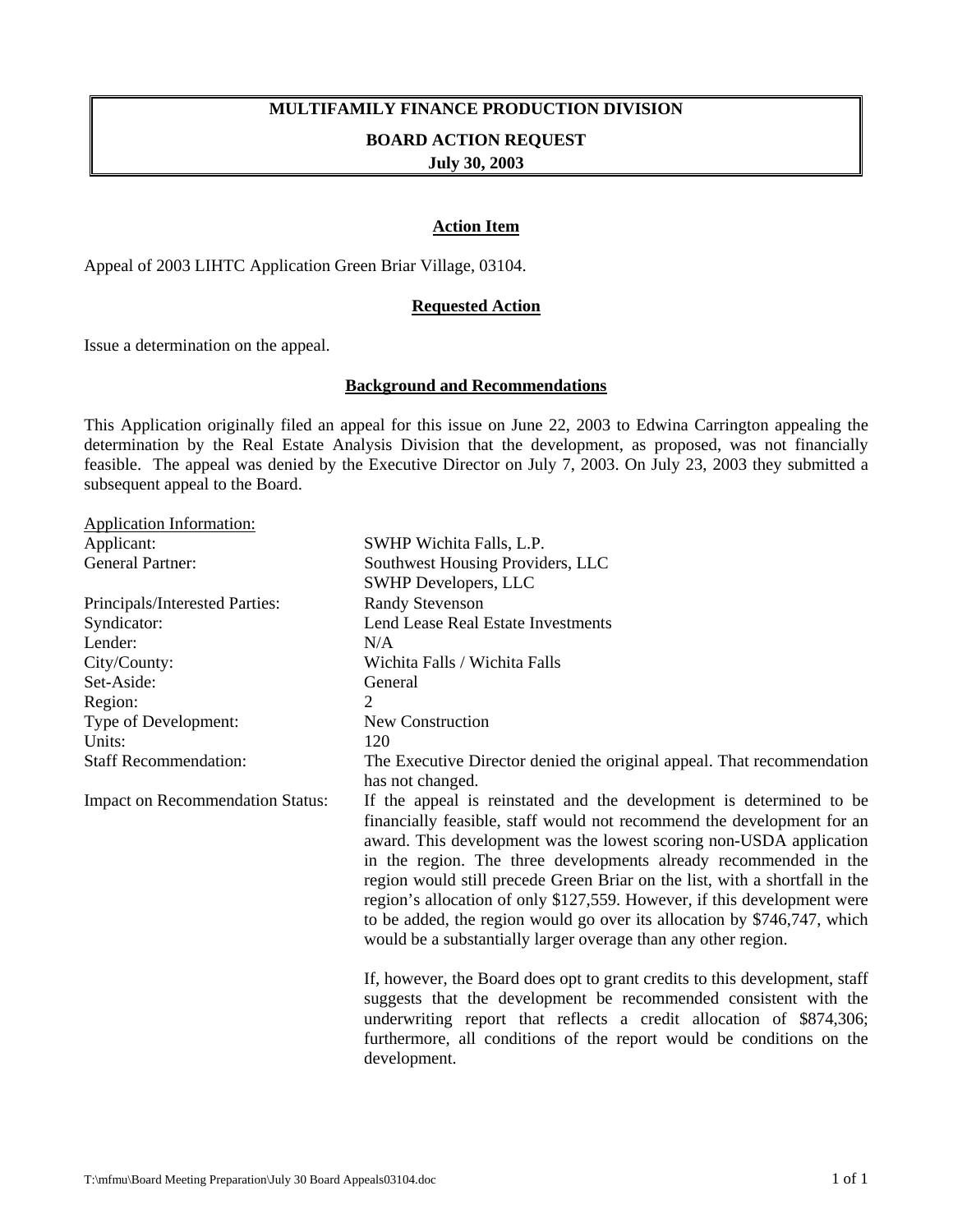# MULTIFAMILY FINANCE PRODUCTION DIVISION

## BOARD ACTION REQUEST

**July 30, 2003**

### Action Item

Appeal of 2003 LIHTC Application Green Briar Village, 03104.

### Requested Action

Issue a determination on the appeal.

### Background and Recommendations

This Application originally filed an appeal for this issue on June 22, 2003 to Edwina Carrington appealing the determination by the Real Estate Analysis Division that the development, as proposed, was not financially feasible. The appeal was denied by the Executive Director on July 7, 2003. On July 23, 2003 they submitted a subsequent appeal to the Board.

Application Information:

| | |
|---|---|
| Applicant: | SWHP Wichita Falls, L.P. |
| General Partner: | Southwest Housing Providers, LLC<br>SWHP Developers, LLC |
| Principals/Interested Parties: | Randy Stevenson |
| Syndicator: | Lend Lease Real Estate Investments |
| Lender: | N/A |
| City/County: | Wichita Falls / Wichita Falls |
| Set-Aside: | General |
| Region: | 2 |
| Type of Development: | New Construction |
| Units: | 120 |
| Staff Recommendation: | The Executive Director denied the original appeal. That recommendation has not changed. |
| Impact on Recommendation Status: | If the appeal is reinstated and the development is determined to be financially feasible, staff would not recommend the development for an award. This development was the lowest scoring non-USDA application in the region. The three developments already recommended in the region would still precede Green Briar on the list, with a shortfall in the region's allocation of only $127,559. However, if this development were to be added, the region would go over its allocation by $746,747, which would be a substantially larger overage than any other region.<br><br>If, however, the Board does opt to grant credits to this development, staff suggests that the development be recommended consistent with the underwriting report that reflects a credit allocation of $874,306; furthermore, all conditions of the report would be conditions on the development. |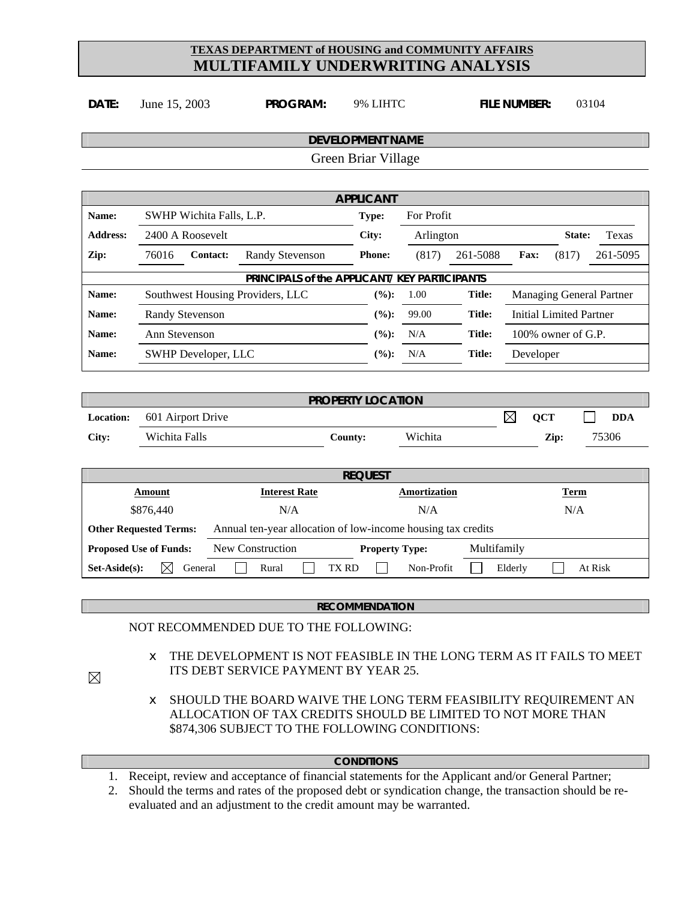# TEXAS DEPARTMENT of HOUSING and COMMUNITY AFFAIRS
# MULTIFAMILY UNDERWRITING ANALYSIS

**DATE:** June 15, 2003 **PROGRAM:** 9% LIHTC **FILE NUMBER:** 03104

## DEVELOPMENT NAME

Green Briar Village

## APPLICANT

| | | | | | | | |
|---|---|---|---|---|---|---|---|
| **Name:** | SWHP Wichita Falls, L.P. | **Type:** | For Profit | | | | |
| **Address:** | 2400 A Roosevelt | **City:** | Arlington | | | **State:** | Texas |
| **Zip:** | 76016 **Contact:** Randy Stevenson | **Phone:** | (817) | 261-5088 | **Fax:** | (817) | 261-5095 |

## PRINCIPALS of the APPLICANT/ KEY PARTICIPANTS

| Name | | (%) | | Title | |
|---|---|---|---|---|---|
| **Name:** | Southwest Housing Providers, LLC | **(%):** | 1.00 | **Title:** | Managing General Partner |
| **Name:** | Randy Stevenson | **(%):** | 99.00 | **Title:** | Initial Limited Partner |
| **Name:** | Ann Stevenson | **(%):** | N/A | **Title:** | 100% owner of G.P. |
| **Name:** | SWHP Developer, LLC | **(%):** | N/A | **Title:** | Developer |

## PROPERTY LOCATION

| | | | | | |
|---|---|---|---|---|---|
| **Location:** | 601 Airport Drive | | | ☒ **QCT** | ☐ **DDA** |
| **City:** | Wichita Falls | **County:** | Wichita | **Zip:** | 75306 |

## REQUEST

| Amount | Interest Rate | Amortization | Term |
|---|---|---|---|
| $876,440 | N/A | N/A | N/A |

**Other Requested Terms:** Annual ten-year allocation of low-income housing tax credits

**Proposed Use of Funds:** New Construction **Property Type:** Multifamily

**Set-Aside(s):** ☒ General ☐ Rural ☐ TX RD ☐ Non-Profit ☐ Elderly ☐ At Risk

## RECOMMENDATION

NOT RECOMMENDED DUE TO THE FOLLOWING:

☒

- THE DEVELOPMENT IS NOT FEASIBLE IN THE LONG TERM AS IT FAILS TO MEET ITS DEBT SERVICE PAYMENT BY YEAR 25.
- SHOULD THE BOARD WAIVE THE LONG TERM FEASIBILITY REQUIREMENT AN ALLOCATION OF TAX CREDITS SHOULD BE LIMITED TO NOT MORE THAN $874,306 SUBJECT TO THE FOLLOWING CONDITIONS:

## CONDITIONS

1. Receipt, review and acceptance of financial statements for the Applicant and/or General Partner;
2. Should the terms and rates of the proposed debt or syndication change, the transaction should be re-evaluated and an adjustment to the credit amount may be warranted.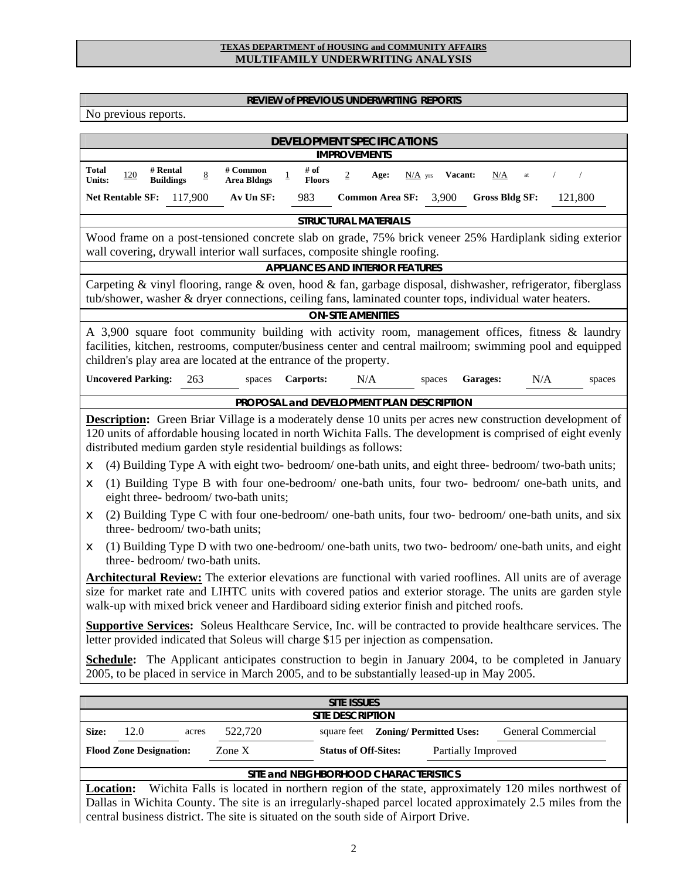**TEXAS DEPARTMENT of HOUSING and COMMUNITY AFFAIRS**
**MULTIFAMILY UNDERWRITING ANALYSIS**

## REVIEW of PREVIOUS UNDERWRITING REPORTS

No previous reports.

## DEVELOPMENT SPECIFICATIONS

### IMPROVEMENTS

| **Total Units:** | 120 | **# Rental Buildings** | 8 | **# Common Area Bldngs** | 1 | **# of Floors** | 2 | **Age:** | N/A yrs | **Vacant:** | N/A | at | / | / |
|---|---|---|---|---|---|---|---|---|---|---|---|---|---|---|

| **Net Rentable SF:** | 117,900 | **Av Un SF:** | 983 | **Common Area SF:** | 3,900 | **Gross Bldg SF:** | 121,800 |
|---|---|---|---|---|---|---|---|

### STRUCTURAL MATERIALS

Wood frame on a post-tensioned concrete slab on grade, 75% brick veneer 25% Hardiplank siding exterior wall covering, drywall interior wall surfaces, composite shingle roofing.

### APPLIANCES AND INTERIOR FEATURES

Carpeting & vinyl flooring, range & oven, hood & fan, garbage disposal, dishwasher, refrigerator, fiberglass tub/shower, washer & dryer connections, ceiling fans, laminated counter tops, individual water heaters.

### ON-SITE AMENITIES

A 3,900 square foot community building with activity room, management offices, fitness & laundry facilities, kitchen, restrooms, computer/business center and central mailroom; swimming pool and equipped children's play area are located at the entrance of the property.

| **Uncovered Parking:** | 263 | spaces | **Carports:** | N/A | spaces | **Garages:** | N/A | spaces |
|---|---|---|---|---|---|---|---|---|

### PROPOSAL and DEVELOPMENT PLAN DESCRIPTION

**Description:** Green Briar Village is a moderately dense 10 units per acres new construction development of 120 units of affordable housing located in north Wichita Falls. The development is comprised of eight evenly distributed medium garden style residential buildings as follows:

- (4) Building Type A with eight two- bedroom/ one-bath units, and eight three- bedroom/ two-bath units;
- (1) Building Type B with four one-bedroom/ one-bath units, four two- bedroom/ one-bath units, and eight three- bedroom/ two-bath units;
- (2) Building Type C with four one-bedroom/ one-bath units, four two- bedroom/ one-bath units, and six three- bedroom/ two-bath units;
- (1) Building Type D with two one-bedroom/ one-bath units, two two- bedroom/ one-bath units, and eight three- bedroom/ two-bath units.

**Architectural Review:** The exterior elevations are functional with varied rooflines. All units are of average size for market rate and LIHTC units with covered patios and exterior storage. The units are garden style walk-up with mixed brick veneer and Hardiboard siding exterior finish and pitched roofs.

**Supportive Services:** Soleus Healthcare Service, Inc. will be contracted to provide healthcare services. The letter provided indicated that Soleus will charge $15 per injection as compensation.

**Schedule:** The Applicant anticipates construction to begin in January 2004, to be completed in January 2005, to be placed in service in March 2005, and to be substantially leased-up in May 2005.

## SITE ISSUES

### SITE DESCRIPTION

| **Size:** | 12.0 | acres | 522,720 | square feet | **Zoning/ Permitted Uses:** | General Commercial |
|---|---|---|---|---|---|---|
| **Flood Zone Designation:** | Zone X | | | **Status of Off-Sites:** | Partially Improved | |

### SITE and NEIGHBORHOOD CHARACTERISTICS

**Location:** Wichita Falls is located in northern region of the state, approximately 120 miles northwest of Dallas in Wichita County. The site is an irregularly-shaped parcel located approximately 2.5 miles from the central business district. The site is situated on the south side of Airport Drive.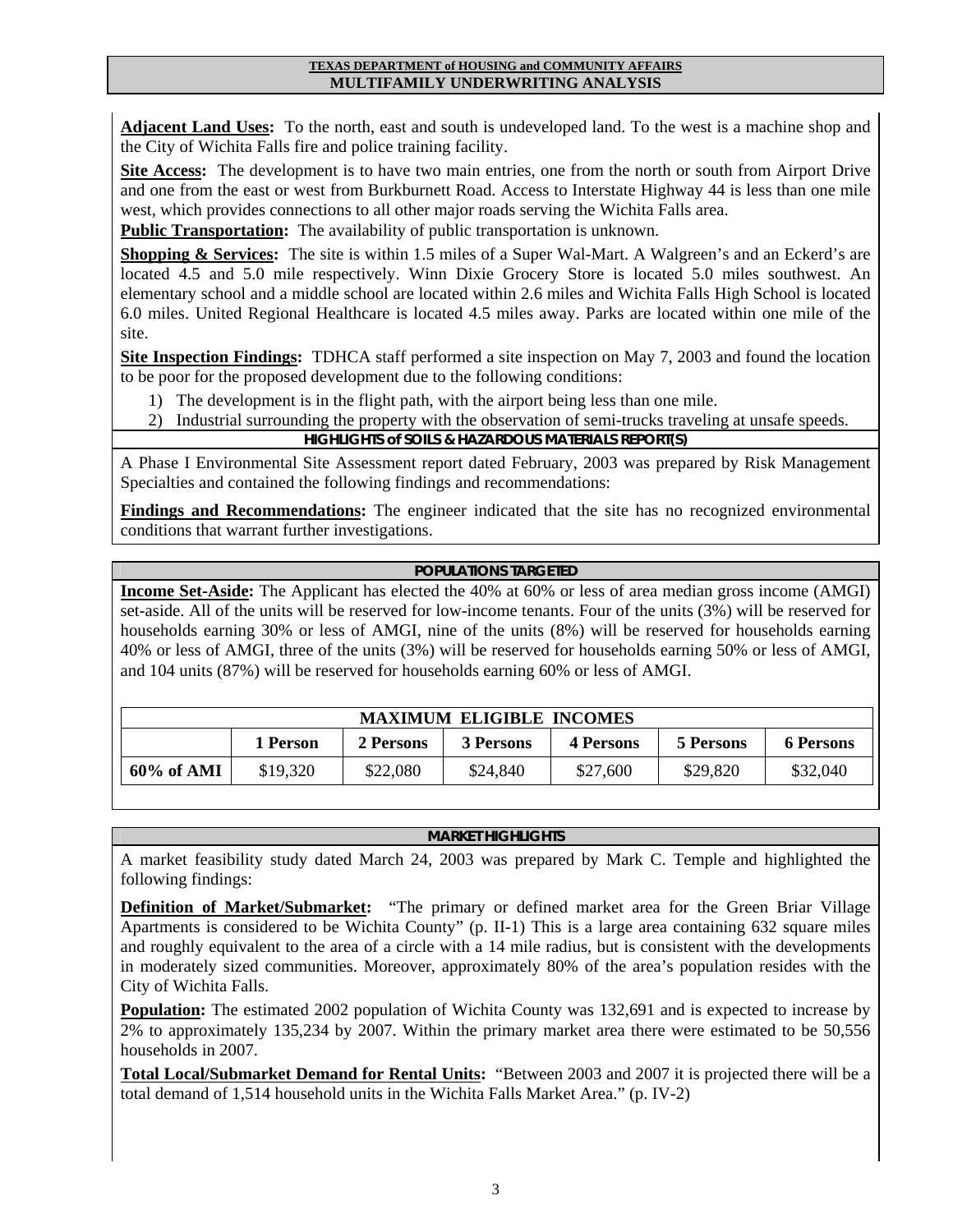**Adjacent Land Uses:** To the north, east and south is undeveloped land. To the west is a machine shop and the City of Wichita Falls fire and police training facility.

**Site Access:** The development is to have two main entries, one from the north or south from Airport Drive and one from the east or west from Burkburnett Road. Access to Interstate Highway 44 is less than one mile west, which provides connections to all other major roads serving the Wichita Falls area.

**Public Transportation:** The availability of public transportation is unknown.

**Shopping & Services:** The site is within 1.5 miles of a Super Wal-Mart. A Walgreen's and an Eckerd's are located 4.5 and 5.0 mile respectively. Winn Dixie Grocery Store is located 5.0 miles southwest. An elementary school and a middle school are located within 2.6 miles and Wichita Falls High School is located 6.0 miles. United Regional Healthcare is located 4.5 miles away. Parks are located within one mile of the site.

**Site Inspection Findings:** TDHCA staff performed a site inspection on May 7, 2003 and found the location to be poor for the proposed development due to the following conditions:

1) The development is in the flight path, with the airport being less than one mile.
2) Industrial surrounding the property with the observation of semi-trucks traveling at unsafe speeds.

## HIGHLIGHTS of SOILS & HAZARDOUS MATERIALS REPORT(S)

A Phase I Environmental Site Assessment report dated February, 2003 was prepared by Risk Management Specialties and contained the following findings and recommendations:

**Findings and Recommendations:** The engineer indicated that the site has no recognized environmental conditions that warrant further investigations.

## POPULATIONS TARGETED

**Income Set-Aside:** The Applicant has elected the 40% at 60% or less of area median gross income (AMGI) set-aside. All of the units will be reserved for low-income tenants. Four of the units (3%) will be reserved for households earning 30% or less of AMGI, nine of the units (8%) will be reserved for households earning 40% or less of AMGI, three of the units (3%) will be reserved for households earning 50% or less of AMGI, and 104 units (87%) will be reserved for households earning 60% or less of AMGI.

| MAXIMUM ELIGIBLE INCOMES | | | | | | |
|---|---|---|---|---|---|---|
| | 1 Person | 2 Persons | 3 Persons | 4 Persons | 5 Persons | 6 Persons |
| 60% of AMI | $19,320 | $22,080 | $24,840 | $27,600 | $29,820 | $32,040 |

## MARKET HIGHLIGHTS

A market feasibility study dated March 24, 2003 was prepared by Mark C. Temple and highlighted the following findings:

**Definition of Market/Submarket:** "The primary or defined market area for the Green Briar Village Apartments is considered to be Wichita County" (p. II-1) This is a large area containing 632 square miles and roughly equivalent to the area of a circle with a 14 mile radius, but is consistent with the developments in moderately sized communities. Moreover, approximately 80% of the area's population resides with the City of Wichita Falls.

**Population:** The estimated 2002 population of Wichita County was 132,691 and is expected to increase by 2% to approximately 135,234 by 2007. Within the primary market area there were estimated to be 50,556 households in 2007.

**Total Local/Submarket Demand for Rental Units:** "Between 2003 and 2007 it is projected there will be a total demand of 1,514 household units in the Wichita Falls Market Area." (p. IV-2)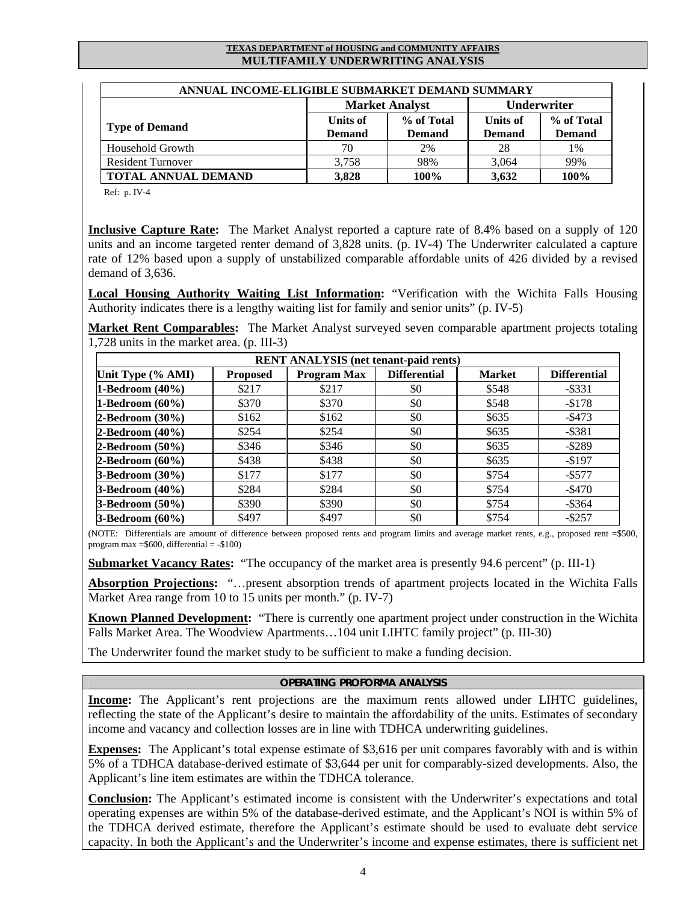| ANNUAL INCOME-ELIGIBLE SUBMARKET DEMAND SUMMARY | | | | |
|---|---|---|---|---|
| | Market Analyst | | Underwriter | |
| Type of Demand | Units of Demand | % of Total Demand | Units of Demand | % of Total Demand |
| Household Growth | 70 | 2% | 28 | 1% |
| Resident Turnover | 3,758 | 98% | 3,064 | 99% |
| **TOTAL ANNUAL DEMAND** | **3,828** | **100%** | **3,632** | **100%** |

Ref: p. IV-4

**Inclusive Capture Rate:** The Market Analyst reported a capture rate of 8.4% based on a supply of 120 units and an income targeted renter demand of 3,828 units. (p. IV-4) The Underwriter calculated a capture rate of 12% based upon a supply of unstabilized comparable affordable units of 426 divided by a revised demand of 3,636.

**Local Housing Authority Waiting List Information:** "Verification with the Wichita Falls Housing Authority indicates there is a lengthy waiting list for family and senior units" (p. IV-5)

**Market Rent Comparables:** The Market Analyst surveyed seven comparable apartment projects totaling 1,728 units in the market area. (p. III-3)

| RENT ANALYSIS (net tenant-paid rents) | | | | | |
|---|---|---|---|---|---|
| Unit Type (% AMI) | Proposed | Program Max | Differential | Market | Differential |
| **1-Bedroom (40%)** | $217 | $217 | $0 | $548 | -$331 |
| **1-Bedroom (60%)** | $370 | $370 | $0 | $548 | -$178 |
| **2-Bedroom (30%)** | $162 | $162 | $0 | $635 | -$473 |
| **2-Bedroom (40%)** | $254 | $254 | $0 | $635 | -$381 |
| **2-Bedroom (50%)** | $346 | $346 | $0 | $635 | -$289 |
| **2-Bedroom (60%)** | $438 | $438 | $0 | $635 | -$197 |
| **3-Bedroom (30%)** | $177 | $177 | $0 | $754 | -$577 |
| **3-Bedroom (40%)** | $284 | $284 | $0 | $754 | -$470 |
| **3-Bedroom (50%)** | $390 | $390 | $0 | $754 | -$364 |
| **3-Bedroom (60%)** | $497 | $497 | $0 | $754 | -$257 |

(NOTE: Differentials are amount of difference between proposed rents and program limits and average market rents, e.g., proposed rent =$500, program max =$600, differential = -$100)

**Submarket Vacancy Rates:** "The occupancy of the market area is presently 94.6 percent" (p. III-1)

**Absorption Projections:** "…present absorption trends of apartment projects located in the Wichita Falls Market Area range from 10 to 15 units per month." (p. IV-7)

**Known Planned Development:** "There is currently one apartment project under construction in the Wichita Falls Market Area. The Woodview Apartments…104 unit LIHTC family project" (p. III-30)

The Underwriter found the market study to be sufficient to make a funding decision.

## OPERATING PROFORMA ANALYSIS

**Income:** The Applicant's rent projections are the maximum rents allowed under LIHTC guidelines, reflecting the state of the Applicant's desire to maintain the affordability of the units. Estimates of secondary income and vacancy and collection losses are in line with TDHCA underwriting guidelines.

**Expenses:** The Applicant's total expense estimate of $3,616 per unit compares favorably with and is within 5% of a TDHCA database-derived estimate of $3,644 per unit for comparably-sized developments. Also, the Applicant's line item estimates are within the TDHCA tolerance.

**Conclusion:** The Applicant's estimated income is consistent with the Underwriter's expectations and total operating expenses are within 5% of the database-derived estimate, and the Applicant's NOI is within 5% of the TDHCA derived estimate, therefore the Applicant's estimate should be used to evaluate debt service capacity. In both the Applicant's and the Underwriter's income and expense estimates, there is sufficient net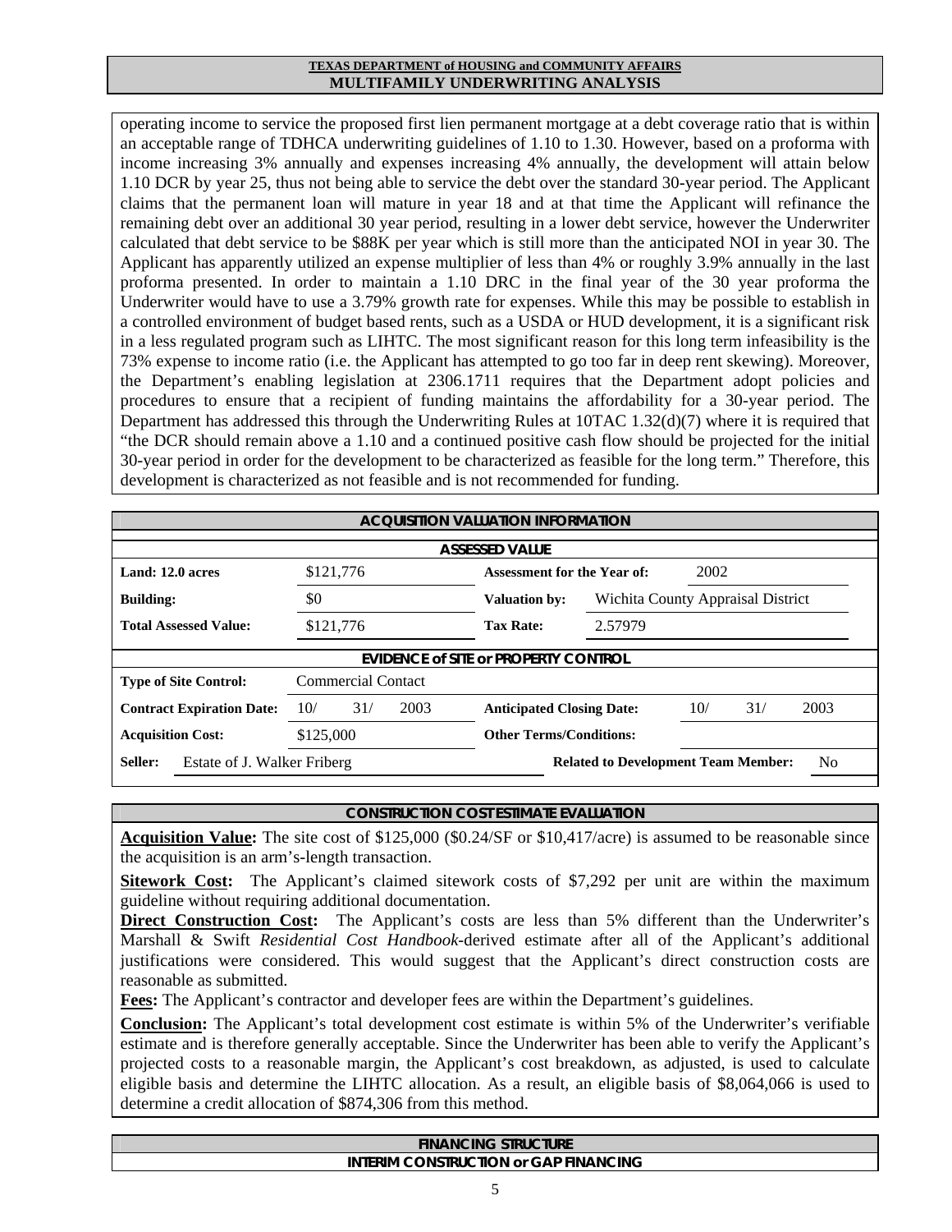operating income to service the proposed first lien permanent mortgage at a debt coverage ratio that is within an acceptable range of TDHCA underwriting guidelines of 1.10 to 1.30. However, based on a proforma with income increasing 3% annually and expenses increasing 4% annually, the development will attain below 1.10 DCR by year 25, thus not being able to service the debt over the standard 30-year period. The Applicant claims that the permanent loan will mature in year 18 and at that time the Applicant will refinance the remaining debt over an additional 30 year period, resulting in a lower debt service, however the Underwriter calculated that debt service to be $88K per year which is still more than the anticipated NOI in year 30. The Applicant has apparently utilized an expense multiplier of less than 4% or roughly 3.9% annually in the last proforma presented. In order to maintain a 1.10 DRC in the final year of the 30 year proforma the Underwriter would have to use a 3.79% growth rate for expenses. While this may be possible to establish in a controlled environment of budget based rents, such as a USDA or HUD development, it is a significant risk in a less regulated program such as LIHTC. The most significant reason for this long term infeasibility is the 73% expense to income ratio (i.e. the Applicant has attempted to go too far in deep rent skewing). Moreover, the Department's enabling legislation at 2306.1711 requires that the Department adopt policies and procedures to ensure that a recipient of funding maintains the affordability for a 30-year period. The Department has addressed this through the Underwriting Rules at 10TAC 1.32(d)(7) where it is required that "the DCR should remain above a 1.10 and a continued positive cash flow should be projected for the initial 30-year period in order for the development to be characterized as feasible for the long term." Therefore, this development is characterized as not feasible and is not recommended for funding.

## ACQUISITION VALUATION INFORMATION

### ASSESSED VALUE

| | | | |
|---|---|---|---|
| **Land: 12.0 acres** | $121,776 | **Assessment for the Year of:** | 2002 |
| **Building:** | $0 | **Valuation by:** | Wichita County Appraisal District |
| **Total Assessed Value:** | $121,776 | **Tax Rate:** | 2.57979 |

### EVIDENCE of SITE or PROPERTY CONTROL

| | | | |
|---|---|---|---|
| **Type of Site Control:** | Commercial Contact | | |
| **Contract Expiration Date:** | 10/ 31/ 2003 | **Anticipated Closing Date:** | 10/ 31/ 2003 |
| **Acquisition Cost:** | $125,000 | **Other Terms/Conditions:** | |
| **Seller:** | Estate of J. Walker Friberg | **Related to Development Team Member:** | No |

## CONSTRUCTION COST ESTIMATE EVALUATION

**Acquisition Value:** The site cost of $125,000 ($0.24/SF or $10,417/acre) is assumed to be reasonable since the acquisition is an arm's-length transaction.

**Sitework Cost:** The Applicant's claimed sitework costs of $7,292 per unit are within the maximum guideline without requiring additional documentation.

**Direct Construction Cost:** The Applicant's costs are less than 5% different than the Underwriter's Marshall & Swift *Residential Cost Handbook*-derived estimate after all of the Applicant's additional justifications were considered. This would suggest that the Applicant's direct construction costs are reasonable as submitted.

**Fees:** The Applicant's contractor and developer fees are within the Department's guidelines.

**Conclusion:** The Applicant's total development cost estimate is within 5% of the Underwriter's verifiable estimate and is therefore generally acceptable. Since the Underwriter has been able to verify the Applicant's projected costs to a reasonable margin, the Applicant's cost breakdown, as adjusted, is used to calculate eligible basis and determine the LIHTC allocation. As a result, an eligible basis of $8,064,066 is used to determine a credit allocation of $874,306 from this method.

## FINANCING STRUCTURE

### INTERIM CONSTRUCTION or GAP FINANCING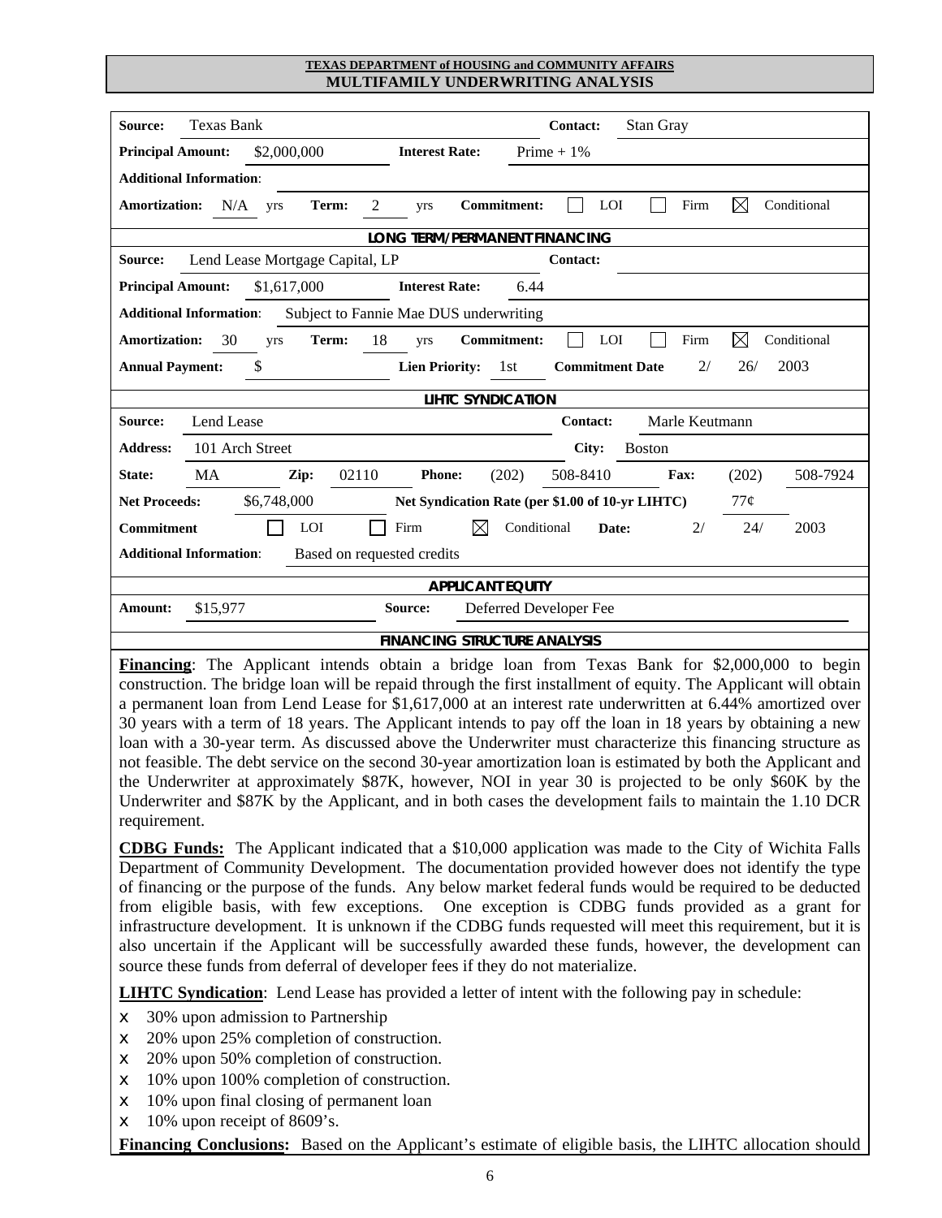**TEXAS DEPARTMENT of HOUSING and COMMUNITY AFFAIRS**
**MULTIFAMILY UNDERWRITING ANALYSIS**

| | | | | | |
|---|---|---|---|---|---|
| **Source:** Texas Bank | | | **Contact:** Stan Gray | | |
| **Principal Amount:** $2,000,000 | | **Interest Rate:** Prime + 1% | | | |
| **Additional Information:** | | | | | |
| **Amortization:** N/A yrs | **Term:** 2 yrs | **Commitment:** | ☐ LOI | ☐ Firm | ☒ Conditional |

**LONG TERM/PERMANENT FINANCING**

| | | | | | |
|---|---|---|---|---|---|
| **Source:** Lend Lease Mortgage Capital, LP | | | **Contact:** | | |
| **Principal Amount:** $1,617,000 | | **Interest Rate:** 6.44 | | | |
| **Additional Information:** Subject to Fannie Mae DUS underwriting | | | | | |
| **Amortization:** 30 yrs | **Term:** 18 yrs | **Commitment:** | ☐ LOI | ☐ Firm | ☒ Conditional |
| **Annual Payment:** $ | | **Lien Priority:** 1st | **Commitment Date** 2/ 26/ 2003 | | |

**LIHTC SYNDICATION**

| | | | | |
|---|---|---|---|---|
| **Source:** Lend Lease | | | **Contact:** Marle Keutmann | |
| **Address:** 101 Arch Street | | | **City:** Boston | |
| **State:** MA | **Zip:** 02110 | **Phone:** (202) 508-8410 | | **Fax:** (202) 508-7924 |
| **Net Proceeds:** $6,748,000 | | **Net Syndication Rate (per $1.00 of 10-yr LIHTC)** | | 77¢ |
| **Commitment** ☐ LOI | ☐ Firm | ☒ Conditional | **Date:** 2/ 24/ 2003 | |
| **Additional Information:** Based on requested credits | | | | |

**APPLICANT EQUITY**

| | |
|---|---|
| **Amount:** $15,977 | **Source:** Deferred Developer Fee |

**FINANCING STRUCTURE ANALYSIS**

**Financing**: The Applicant intends obtain a bridge loan from Texas Bank for $2,000,000 to begin construction. The bridge loan will be repaid through the first installment of equity. The Applicant will obtain a permanent loan from Lend Lease for $1,617,000 at an interest rate underwritten at 6.44% amortized over 30 years with a term of 18 years. The Applicant intends to pay off the loan in 18 years by obtaining a new loan with a 30-year term. As discussed above the Underwriter must characterize this financing structure as not feasible. The debt service on the second 30-year amortization loan is estimated by both the Applicant and the Underwriter at approximately $87K, however, NOI in year 30 is projected to be only $60K by the Underwriter and $87K by the Applicant, and in both cases the development fails to maintain the 1.10 DCR requirement.

**CDBG Funds:** The Applicant indicated that a $10,000 application was made to the City of Wichita Falls Department of Community Development. The documentation provided however does not identify the type of financing or the purpose of the funds. Any below market federal funds would be required to be deducted from eligible basis, with few exceptions. One exception is CDBG funds provided as a grant for infrastructure development. It is unknown if the CDBG funds requested will meet this requirement, but it is also uncertain if the Applicant will be successfully awarded these funds, however, the development can source these funds from deferral of developer fees if they do not materialize.

**LIHTC Syndication**: Lend Lease has provided a letter of intent with the following pay in schedule:

- 30% upon admission to Partnership
- 20% upon 25% completion of construction.
- 20% upon 50% completion of construction.
- 10% upon 100% completion of construction.
- 10% upon final closing of permanent loan
- 10% upon receipt of 8609's.

**Financing Conclusions:** Based on the Applicant's estimate of eligible basis, the LIHTC allocation should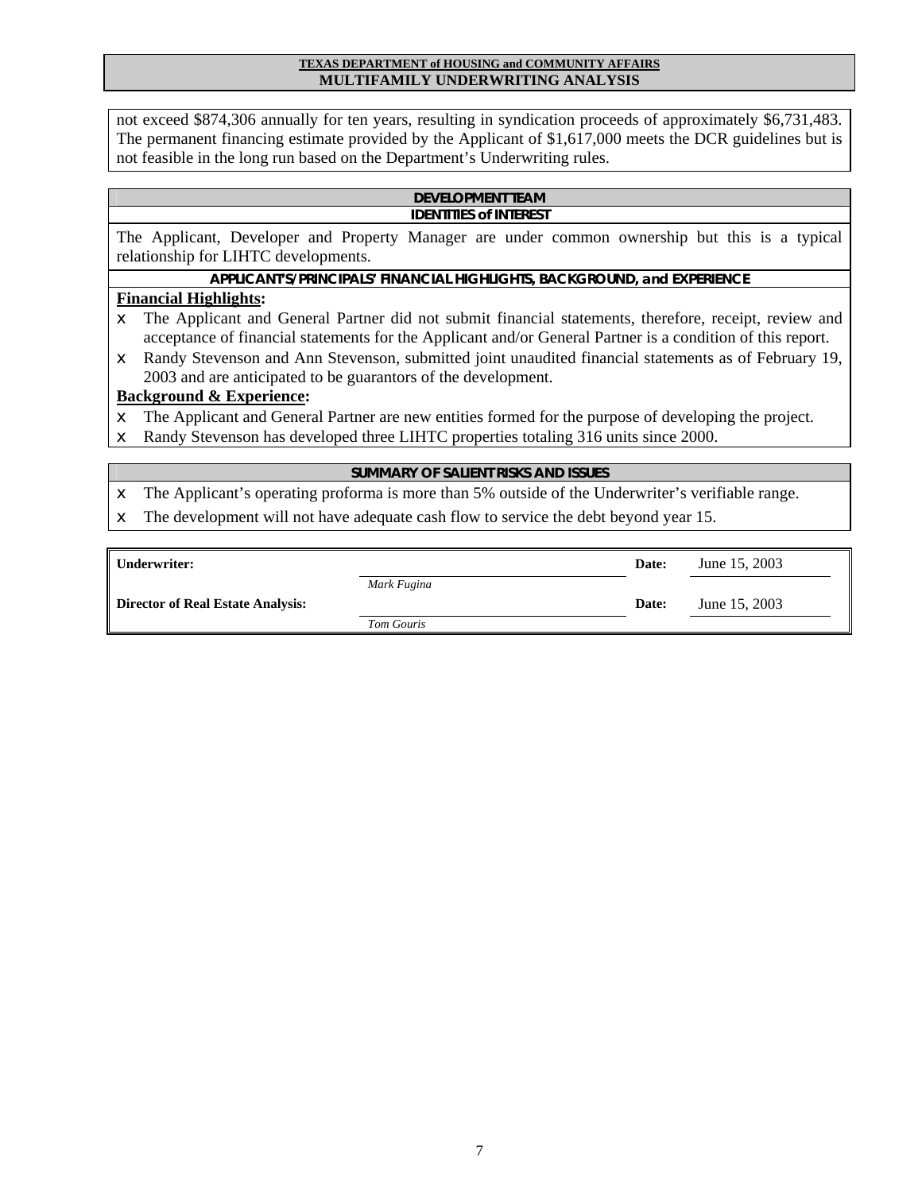not exceed $874,306 annually for ten years, resulting in syndication proceeds of approximately $6,731,483. The permanent financing estimate provided by the Applicant of $1,617,000 meets the DCR guidelines but is not feasible in the long run based on the Department's Underwriting rules.

## DEVELOPMENT TEAM

### IDENTITIES of INTEREST

The Applicant, Developer and Property Manager are under common ownership but this is a typical relationship for LIHTC developments.

### APPLICANT'S/PRINCIPALS' FINANCIAL HIGHLIGHTS, BACKGROUND, and EXPERIENCE

**Financial Highlights:**

- The Applicant and General Partner did not submit financial statements, therefore, receipt, review and acceptance of financial statements for the Applicant and/or General Partner is a condition of this report.
- Randy Stevenson and Ann Stevenson, submitted joint unaudited financial statements as of February 19, 2003 and are anticipated to be guarantors of the development.

**Background & Experience:**

- The Applicant and General Partner are new entities formed for the purpose of developing the project.
- Randy Stevenson has developed three LIHTC properties totaling 316 units since 2000.

## SUMMARY OF SALIENT RISKS AND ISSUES

- The Applicant's operating proforma is more than 5% outside of the Underwriter's verifiable range.
- The development will not have adequate cash flow to service the debt beyond year 15.

| | | | |
|---|---|---|---|
| **Underwriter:** | *Mark Fugina* | **Date:** | June 15, 2003 |
| **Director of Real Estate Analysis:** | *Tom Gouris* | **Date:** | June 15, 2003 |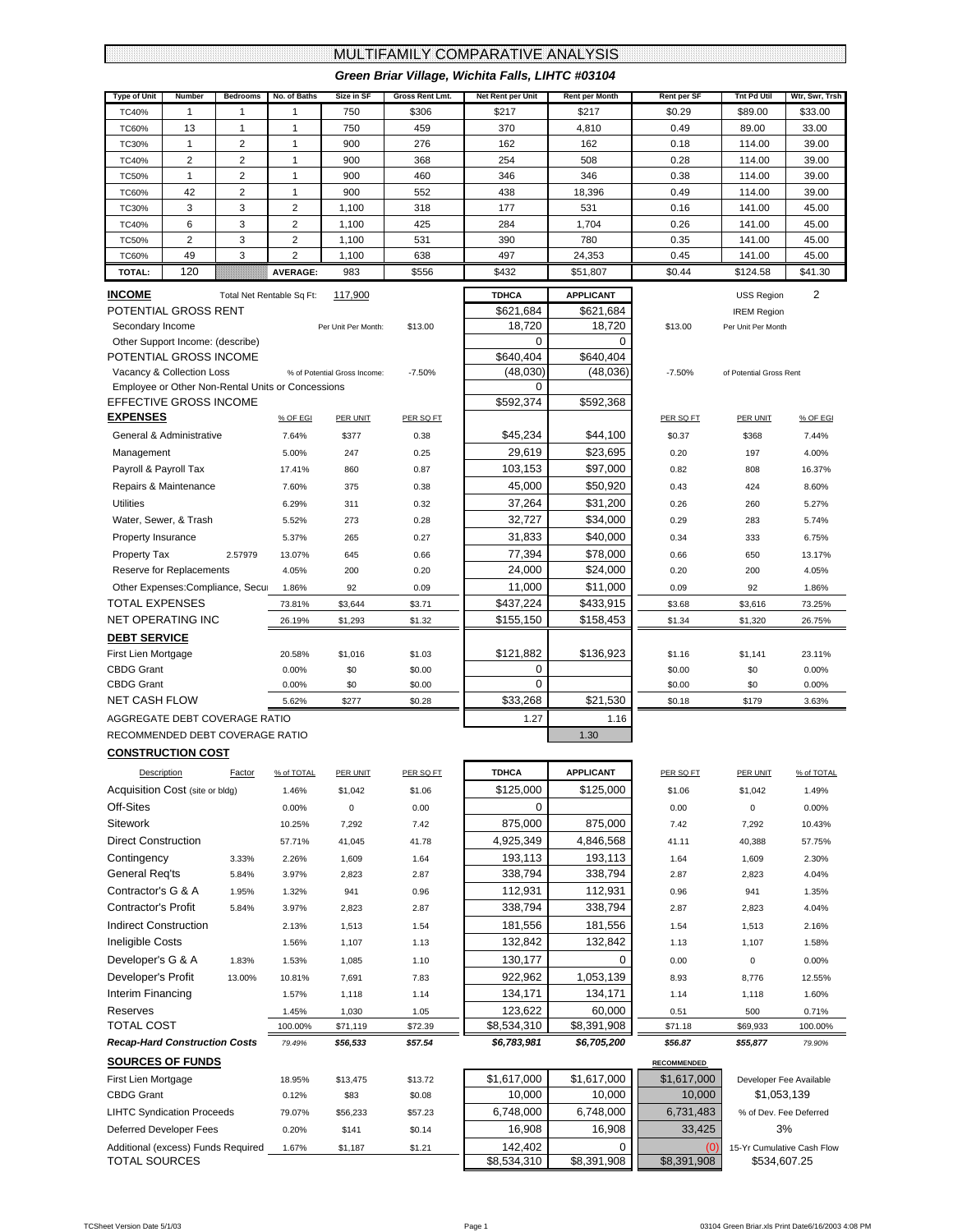# MULTIFAMILY COMPARATIVE ANALYSIS

### Green Briar Village, Wichita Falls, LIHTC #03104

| Type of Unit | Number | Bedrooms | No. of Baths | Size in SF | Gross Rent Lmt. | Net Rent per Unit | Rent per Month | Rent per SF | Tnt Pd Util | Wtr, Swr, Trsh |
|---|---|---|---|---|---|---|---|---|---|---|
| TC40% | 1 | 1 | 1 | 750 | $306 | $217 | $217 | $0.29 | $89.00 | $33.00 |
| TC60% | 13 | 1 | 1 | 750 | 459 | 370 | 4,810 | 0.49 | 89.00 | 33.00 |
| TC30% | 1 | 2 | 1 | 900 | 276 | 162 | 162 | 0.18 | 114.00 | 39.00 |
| TC40% | 2 | 2 | 1 | 900 | 368 | 254 | 508 | 0.28 | 114.00 | 39.00 |
| TC50% | 1 | 2 | 1 | 900 | 460 | 346 | 346 | 0.38 | 114.00 | 39.00 |
| TC60% | 42 | 2 | 1 | 900 | 552 | 438 | 18,396 | 0.49 | 114.00 | 39.00 |
| TC30% | 3 | 3 | 2 | 1,100 | 318 | 177 | 531 | 0.16 | 141.00 | 45.00 |
| TC40% | 6 | 3 | 2 | 1,100 | 425 | 284 | 1,704 | 0.26 | 141.00 | 45.00 |
| TC50% | 2 | 3 | 2 | 1,100 | 531 | 390 | 780 | 0.35 | 141.00 | 45.00 |
| TC60% | 49 | 3 | 2 | 1,100 | 638 | 497 | 24,353 | 0.45 | 141.00 | 45.00 |
| TOTAL: | 120 | | AVERAGE: | 983 | $556 | $432 | $51,807 | $0.44 | $124.58 | $41.30 |

| INCOME | Total Net Rentable Sq Ft: | 117,900 | | | TDHCA | APPLICANT | | USS Region | 2 |
|---|---|---|---|---|---|---|---|---|---|
| POTENTIAL GROSS RENT | | | | | $621,684 | $621,684 | | IREM Region | |
| Secondary Income | | | Per Unit Per Month: | $13.00 | 18,720 | 18,720 | $13.00 | Per Unit Per Month | |
| Other Support Income: (describe) | | | | | 0 | 0 | | | |
| POTENTIAL GROSS INCOME | | | | | $640,404 | $640,404 | | | |
| Vacancy & Collection Loss | | | % of Potential Gross Income: | -7.50% | (48,030) | (48,036) | -7.50% | of Potential Gross Rent | |
| Employee or Other Non-Rental Units or Concessions | | | | | 0 | | | | |
| EFFECTIVE GROSS INCOME | | | | | $592,374 | $592,368 | | | |

| EXPENSES | | % OF EGI | PER UNIT | PER SQ FT | TDHCA | APPLICANT | PER SQ FT | PER UNIT | % OF EGI |
|---|---|---|---|---|---|---|---|---|---|
| General & Administrative | | 7.64% | $377 | 0.38 | $45,234 | $44,100 | $0.37 | $368 | 7.44% |
| Management | | 5.00% | 247 | 0.25 | 29,619 | $23,695 | 0.20 | 197 | 4.00% |
| Payroll & Payroll Tax | | 17.41% | 860 | 0.87 | 103,153 | $97,000 | 0.82 | 808 | 16.37% |
| Repairs & Maintenance | | 7.60% | 375 | 0.38 | 45,000 | $50,920 | 0.43 | 424 | 8.60% |
| Utilities | | 6.29% | 311 | 0.32 | 37,264 | $31,200 | 0.26 | 260 | 5.27% |
| Water, Sewer, & Trash | | 5.52% | 273 | 0.28 | 32,727 | $34,000 | 0.29 | 283 | 5.74% |
| Property Insurance | | 5.37% | 265 | 0.27 | 31,833 | $40,000 | 0.34 | 333 | 6.75% |
| Property Tax | 2.57979 | 13.07% | 645 | 0.66 | 77,394 | $78,000 | 0.66 | 650 | 13.17% |
| Reserve for Replacements | | 4.05% | 200 | 0.20 | 24,000 | $24,000 | 0.20 | 200 | 4.05% |
| Other Expenses:Compliance, Secu | | 1.86% | 92 | 0.09 | 11,000 | $11,000 | 0.09 | 92 | 1.86% |
| TOTAL EXPENSES | | 73.81% | $3,644 | $3.71 | $437,224 | $433,915 | $3.68 | $3,616 | 73.25% |
| NET OPERATING INC | | 26.19% | $1,293 | $1.32 | $155,150 | $158,453 | $1.34 | $1,320 | 26.75% |
| **DEBT SERVICE** | | | | | | | | | |
| First Lien Mortgage | | 20.58% | $1,016 | $1.03 | $121,882 | $136,923 | $1.16 | $1,141 | 23.11% |
| CBDG Grant | | 0.00% | $0 | $0.00 | 0 | | $0.00 | $0 | 0.00% |
| CBDG Grant | | 0.00% | $0 | $0.00 | 0 | | $0.00 | $0 | 0.00% |
| NET CASH FLOW | | 5.62% | $277 | $0.28 | $33,268 | $21,530 | $0.18 | $179 | 3.63% |
| AGGREGATE DEBT COVERAGE RATIO | | | | | 1.27 | 1.16 | | | |
| RECOMMENDED DEBT COVERAGE RATIO | | | | | | 1.30 | | | |

**CONSTRUCTION COST**

| Description | Factor | % of TOTAL | PER UNIT | PER SQ FT | TDHCA | APPLICANT | PER SQ FT | PER UNIT | % of TOTAL |
|---|---|---|---|---|---|---|---|---|---|
| Acquisition Cost (site or bldg) | | 1.46% | $1,042 | $1.06 | $125,000 | $125,000 | $1.06 | $1,042 | 1.49% |
| Off-Sites | | 0.00% | 0 | 0.00 | 0 | | 0.00 | 0 | 0.00% |
| Sitework | | 10.25% | 7,292 | 7.42 | 875,000 | 875,000 | 7.42 | 7,292 | 10.43% |
| Direct Construction | | 57.71% | 41,045 | 41.78 | 4,925,349 | 4,846,568 | 41.11 | 40,388 | 57.75% |
| Contingency | 3.33% | 2.26% | 1,609 | 1.64 | 193,113 | 193,113 | 1.64 | 1,609 | 2.30% |
| General Req'ts | 5.84% | 3.97% | 2,823 | 2.87 | 338,794 | 338,794 | 2.87 | 2,823 | 4.04% |
| Contractor's G & A | 1.95% | 1.32% | 941 | 0.96 | 112,931 | 112,931 | 0.96 | 941 | 1.35% |
| Contractor's Profit | 5.84% | 3.97% | 2,823 | 2.87 | 338,794 | 338,794 | 2.87 | 2,823 | 4.04% |
| Indirect Construction | | 2.13% | 1,513 | 1.54 | 181,556 | 181,556 | 1.54 | 1,513 | 2.16% |
| Ineligible Costs | | 1.56% | 1,107 | 1.13 | 132,842 | 132,842 | 1.13 | 1,107 | 1.58% |
| Developer's G & A | 1.83% | 1.53% | 1,085 | 1.10 | 130,177 | 0 | 0.00 | 0 | 0.00% |
| Developer's Profit | 13.00% | 10.81% | 7,691 | 7.83 | 922,962 | 1,053,139 | 8.93 | 8,776 | 12.55% |
| Interim Financing | | 1.57% | 1,118 | 1.14 | 134,171 | 134,171 | 1.14 | 1,118 | 1.60% |
| Reserves | | 1.45% | 1,030 | 1.05 | 123,622 | 60,000 | 0.51 | 500 | 0.71% |
| TOTAL COST | | 100.00% | $71,119 | $72.39 | $8,534,310 | $8,391,908 | $71.18 | $69,933 | 100.00% |
| *Recap-Hard Construction Costs* | | *79.49%* | *$56,533* | *$57.54* | *$6,783,981* | *$6,705,200* | *$56.87* | *$55,877* | *79.90%* |

**SOURCES OF FUNDS**

| | % of TOTAL | PER UNIT | PER SQ FT | TDHCA | APPLICANT | RECOMMENDED | |
|---|---|---|---|---|---|---|---|
| First Lien Mortgage | 18.95% | $13,475 | $13.72 | $1,617,000 | $1,617,000 | $1,617,000 | Developer Fee Available |
| CBDG Grant | 0.12% | $83 | $0.08 | 10,000 | 10,000 | 10,000 | $1,053,139 |
| LIHTC Syndication Proceeds | 79.07% | $56,233 | $57.23 | 6,748,000 | 6,748,000 | 6,731,483 | % of Dev. Fee Deferred |
| Deferred Developer Fees | 0.20% | $141 | $0.14 | 16,908 | 16,908 | 33,425 | 3% |
| Additional (excess) Funds Required | 1.67% | $1,187 | $1.21 | 142,402 | 0 | (0) | 15-Yr Cumulative Cash Flow |
| TOTAL SOURCES | | | | $8,534,310 | $8,391,908 | $8,391,908 | $534,607.25 |

TCSheet Version Date 5/1/03 | 03104 Green Briar.xls Print Date6/16/2003 4:08 PM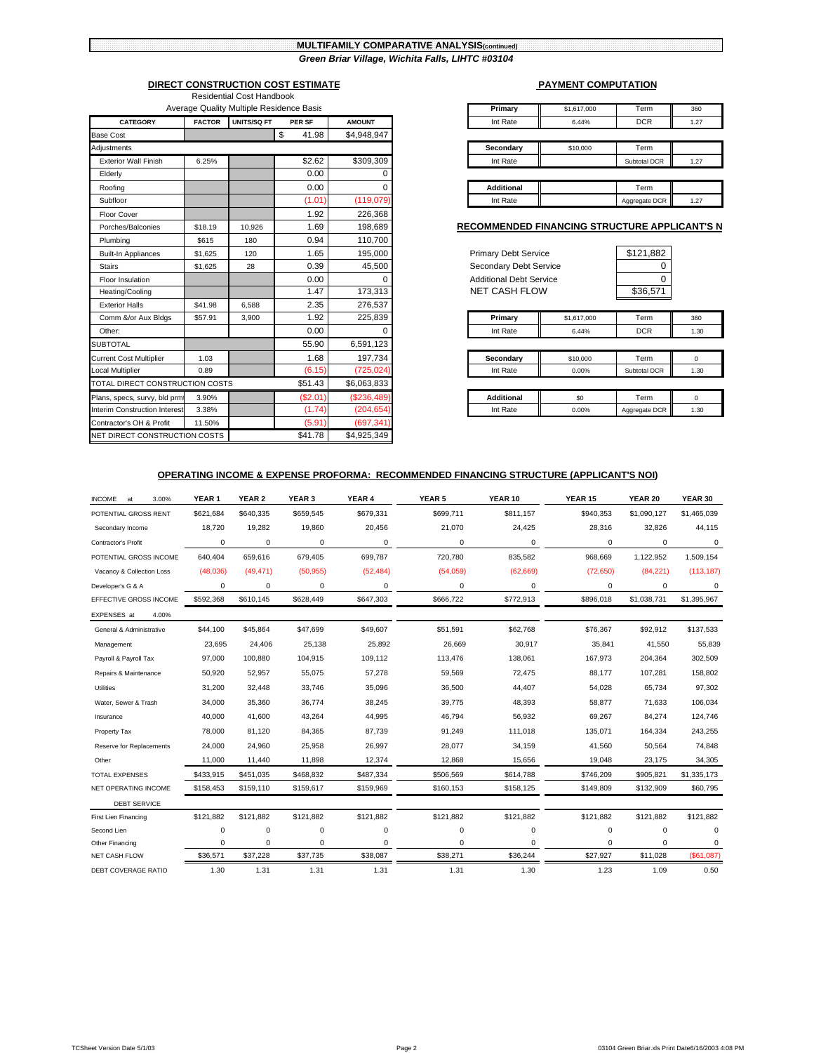# MULTIFAMILY COMPARATIVE ANALYSIS(continued)

*Green Briar Village, Wichita Falls, LIHTC #03104*

## DIRECT CONSTRUCTION COST ESTIMATE

Residential Cost Handbook
Average Quality Multiple Residence Basis

| CATEGORY | FACTOR | UNITS/SQ FT | PER SF | AMOUNT |
|---|---|---|---|---|
| Base Cost | | | $ 41.98 | $4,948,947 |
| Adjustments | | | | |
| Exterior Wall Finish | 6.25% | | $2.62 | $309,309 |
| Elderly | | | 0.00 | 0 |
| Roofing | | | 0.00 | 0 |
| Subfloor | | | (1.01) | (119,079) |
| Floor Cover | | | 1.92 | 226,368 |
| Porches/Balconies | $18.19 | 10,926 | 1.69 | 198,689 |
| Plumbing | $615 | 180 | 0.94 | 110,700 |
| Built-In Appliances | $1,625 | 120 | 1.65 | 195,000 |
| Stairs | $1,625 | 28 | 0.39 | 45,500 |
| Floor Insulation | | | 0.00 | 0 |
| Heating/Cooling | | | 1.47 | 173,313 |
| Exterior Halls | $41.98 | 6,588 | 2.35 | 276,537 |
| Comm &/or Aux Bldgs | $57.91 | 3,900 | 1.92 | 225,839 |
| Other: | | | 0.00 | 0 |
| SUBTOTAL | | | 55.90 | 6,591,123 |
| Current Cost Multiplier | 1.03 | | 1.68 | 197,734 |
| Local Multiplier | 0.89 | | (6.15) | (725,024) |
| TOTAL DIRECT CONSTRUCTION COSTS | | | $51.43 | $6,063,833 |
| Plans, specs, survy, bld prm | 3.90% | | ($2.01) | ($236,489) |
| Interim Construction Interest | 3.38% | | (1.74) | (204,654) |
| Contractor's OH & Profit | 11.50% | | (5.91) | (697,341) |
| NET DIRECT CONSTRUCTION COSTS | | | $41.78 | $4,925,349 |

## PAYMENT COMPUTATION

| | | | |
|---|---|---|---|
| Primary | $1,617,000 | Term | 360 |
| Int Rate | 6.44% | DCR | 1.27 |

| | | | |
|---|---|---|---|
| Secondary | $10,000 | Term | |
| Int Rate | | Subtotal DCR | 1.27 |

| | | | |
|---|---|---|---|
| Additional | | Term | |
| Int Rate | | Aggregate DCR | 1.27 |

## RECOMMENDED FINANCING STRUCTURE APPLICANT'S N

| | |
|---|---|
| Primary Debt Service | $121,882 |
| Secondary Debt Service | 0 |
| Additional Debt Service | 0 |
| NET CASH FLOW | $36,571 |

| | | | |
|---|---|---|---|
| Primary | $1,617,000 | Term | 360 |
| Int Rate | 6.44% | DCR | 1.30 |

| | | | |
|---|---|---|---|
| Secondary | $10,000 | Term | 0 |
| Int Rate | 0.00% | Subtotal DCR | 1.30 |

| | | | |
|---|---|---|---|
| Additional | $0 | Term | 0 |
| Int Rate | 0.00% | Aggregate DCR | 1.30 |

## OPERATING INCOME & EXPENSE PROFORMA: RECOMMENDED FINANCING STRUCTURE (APPLICANT'S NOI)

| INCOME at 3.00% | YEAR 1 | YEAR 2 | YEAR 3 | YEAR 4 | YEAR 5 | YEAR 10 | YEAR 15 | YEAR 20 | YEAR 30 |
|---|---|---|---|---|---|---|---|---|---|
| POTENTIAL GROSS RENT | $621,684 | $640,335 | $659,545 | $679,331 | $699,711 | $811,157 | $940,353 | $1,090,127 | $1,465,039 |
| Secondary Income | 18,720 | 19,282 | 19,860 | 20,456 | 21,070 | 24,425 | 28,316 | 32,826 | 44,115 |
| Contractor's Profit | 0 | 0 | 0 | 0 | 0 | 0 | 0 | 0 | 0 |
| POTENTIAL GROSS INCOME | 640,404 | 659,616 | 679,405 | 699,787 | 720,780 | 835,582 | 968,669 | 1,122,952 | 1,509,154 |
| Vacancy & Collection Loss | (48,036) | (49,471) | (50,955) | (52,484) | (54,059) | (62,669) | (72,650) | (84,221) | (113,187) |
| Developer's G & A | 0 | 0 | 0 | 0 | 0 | 0 | 0 | 0 | 0 |
| EFFECTIVE GROSS INCOME | $592,368 | $610,145 | $628,449 | $647,303 | $666,722 | $772,913 | $896,018 | $1,038,731 | $1,395,967 |
| EXPENSES at 4.00% | | | | | | | | | |
| General & Administrative | $44,100 | $45,864 | $47,699 | $49,607 | $51,591 | $62,768 | $76,367 | $92,912 | $137,533 |
| Management | 23,695 | 24,406 | 25,138 | 25,892 | 26,669 | 30,917 | 35,841 | 41,550 | 55,839 |
| Payroll & Payroll Tax | 97,000 | 100,880 | 104,915 | 109,112 | 113,476 | 138,061 | 167,973 | 204,364 | 302,509 |
| Repairs & Maintenance | 50,920 | 52,957 | 55,075 | 57,278 | 59,569 | 72,475 | 88,177 | 107,281 | 158,802 |
| Utilities | 31,200 | 32,448 | 33,746 | 35,096 | 36,500 | 44,407 | 54,028 | 65,734 | 97,302 |
| Water, Sewer & Trash | 34,000 | 35,360 | 36,774 | 38,245 | 39,775 | 48,393 | 58,877 | 71,633 | 106,034 |
| Insurance | 40,000 | 41,600 | 43,264 | 44,995 | 46,794 | 56,932 | 69,267 | 84,274 | 124,746 |
| Property Tax | 78,000 | 81,120 | 84,365 | 87,739 | 91,249 | 111,018 | 135,071 | 164,334 | 243,255 |
| Reserve for Replacements | 24,000 | 24,960 | 25,958 | 26,997 | 28,077 | 34,159 | 41,560 | 50,564 | 74,848 |
| Other | 11,000 | 11,440 | 11,898 | 12,374 | 12,868 | 15,656 | 19,048 | 23,175 | 34,305 |
| TOTAL EXPENSES | $433,915 | $451,035 | $468,832 | $487,334 | $506,569 | $614,788 | $746,209 | $905,821 | $1,335,173 |
| NET OPERATING INCOME | $158,453 | $159,110 | $159,617 | $159,969 | $160,153 | $158,125 | $149,809 | $132,909 | $60,795 |
| DEBT SERVICE | | | | | | | | | |
| First Lien Financing | $121,882 | $121,882 | $121,882 | $121,882 | $121,882 | $121,882 | $121,882 | $121,882 | $121,882 |
| Second Lien | 0 | 0 | 0 | 0 | 0 | 0 | 0 | 0 | 0 |
| Other Financing | 0 | 0 | 0 | 0 | 0 | 0 | 0 | 0 | 0 |
| NET CASH FLOW | $36,571 | $37,228 | $37,735 | $38,087 | $38,271 | $36,244 | $27,927 | $11,028 | ($61,087) |
| DEBT COVERAGE RATIO | 1.30 | 1.31 | 1.31 | 1.31 | 1.31 | 1.30 | 1.23 | 1.09 | 0.50 |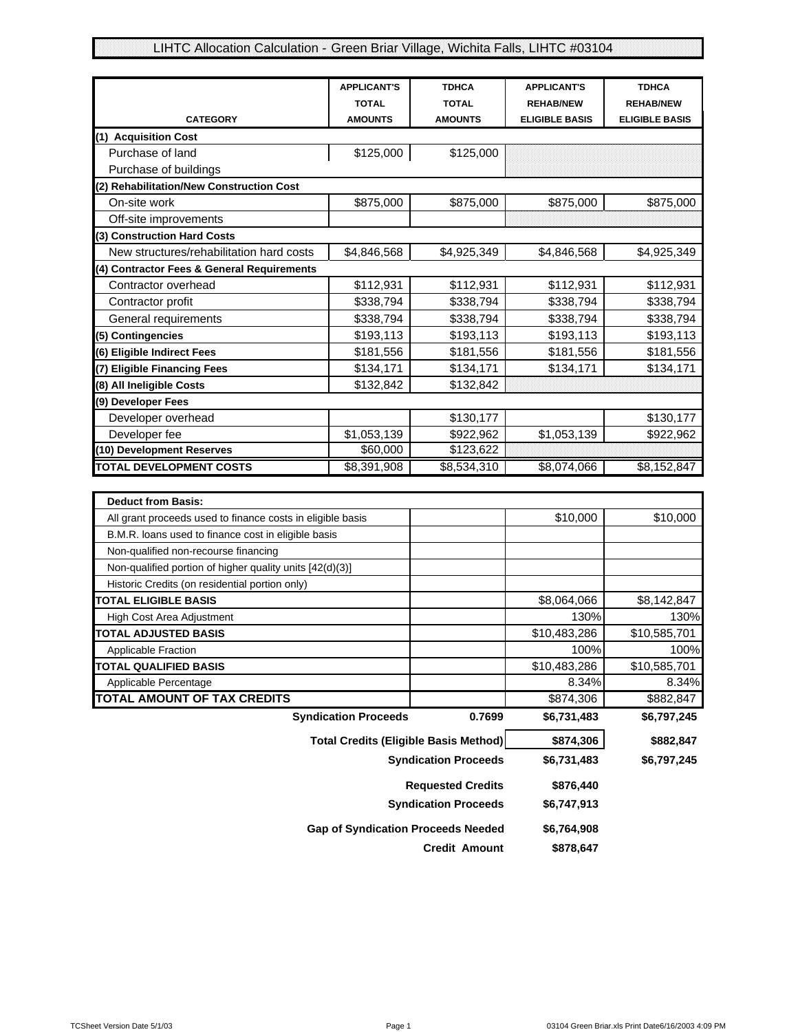# LIHTC Allocation Calculation - Green Briar Village, Wichita Falls, LIHTC #03104

| CATEGORY | APPLICANT'S TOTAL AMOUNTS | TDHCA TOTAL AMOUNTS | APPLICANT'S REHAB/NEW ELIGIBLE BASIS | TDHCA REHAB/NEW ELIGIBLE BASIS |
|---|---|---|---|---|
| **(1) Acquisition Cost** | | | | |
| Purchase of land | $125,000 | $125,000 | | |
| Purchase of buildings | | | | |
| **(2) Rehabilitation/New Construction Cost** | | | | |
| On-site work | $875,000 | $875,000 | $875,000 | $875,000 |
| Off-site improvements | | | | |
| **(3) Construction Hard Costs** | | | | |
| New structures/rehabilitation hard costs | $4,846,568 | $4,925,349 | $4,846,568 | $4,925,349 |
| **(4) Contractor Fees & General Requirements** | | | | |
| Contractor overhead | $112,931 | $112,931 | $112,931 | $112,931 |
| Contractor profit | $338,794 | $338,794 | $338,794 | $338,794 |
| General requirements | $338,794 | $338,794 | $338,794 | $338,794 |
| **(5) Contingencies** | $193,113 | $193,113 | $193,113 | $193,113 |
| **(6) Eligible Indirect Fees** | $181,556 | $181,556 | $181,556 | $181,556 |
| **(7) Eligible Financing Fees** | $134,171 | $134,171 | $134,171 | $134,171 |
| **(8) All Ineligible Costs** | $132,842 | $132,842 | | |
| **(9) Developer Fees** | | | | |
| Developer overhead | | $130,177 | | $130,177 |
| Developer fee | $1,053,139 | $922,962 | $1,053,139 | $922,962 |
| **(10) Development Reserves** | $60,000 | $123,622 | | |
| **TOTAL DEVELOPMENT COSTS** | $8,391,908 | $8,534,310 | $8,074,066 | $8,152,847 |

| Deduct from Basis: | | | |
|---|---|---|---|
| All grant proceeds used to finance costs in eligible basis | | $10,000 | $10,000 |
| B.M.R. loans used to finance cost in eligible basis | | | |
| Non-qualified non-recourse financing | | | |
| Non-qualified portion of higher quality units [42(d)(3)] | | | |
| Historic Credits (on residential portion only) | | | |
| **TOTAL ELIGIBLE BASIS** | | $8,064,066 | $8,142,847 |
| High Cost Area Adjustment | | 130% | 130% |
| **TOTAL ADJUSTED BASIS** | | $10,483,286 | $10,585,701 |
| Applicable Fraction | | 100% | 100% |
| **TOTAL QUALIFIED BASIS** | | $10,483,286 | $10,585,701 |
| Applicable Percentage | | 8.34% | 8.34% |
| **TOTAL AMOUNT OF TAX CREDITS** | | $874,306 | $882,847 |
| **Syndication Proceeds** | **0.7699** | **$6,731,483** | **$6,797,245** |
| **Total Credits (Eligible Basis Method)** | | **$874,306** | **$882,847** |
| **Syndication Proceeds** | | **$6,731,483** | **$6,797,245** |
| **Requested Credits** | | **$876,440** | |
| **Syndication Proceeds** | | **$6,747,913** | |
| **Gap of Syndication Proceeds Needed** | | **$6,764,908** | |
| **Credit Amount** | | **$878,647** | |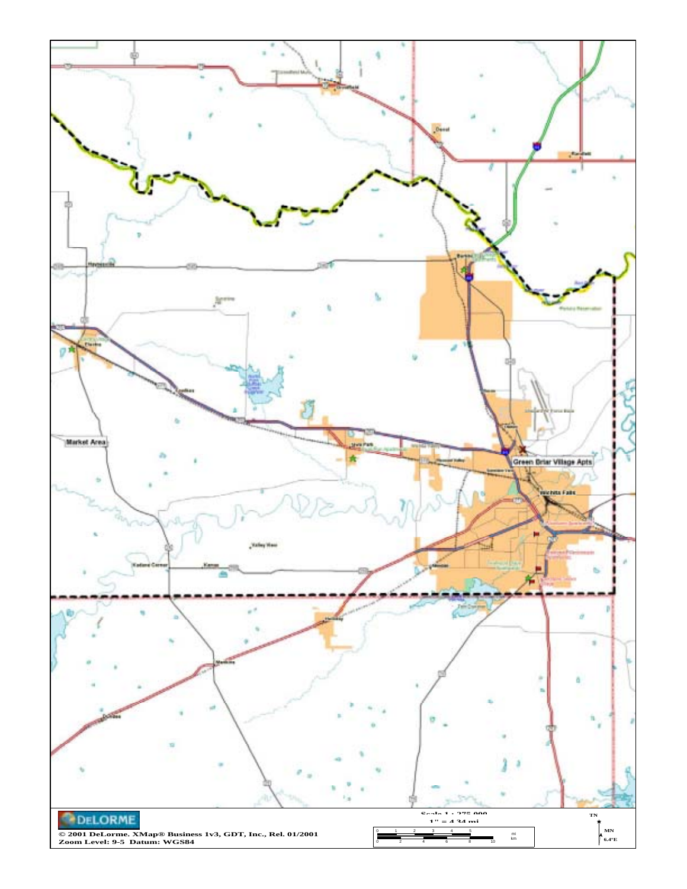Market Area

Green Briar Village Apts

DELORME

© 2001 DeLorme. XMap® Business 1v3, GDT, Inc., Rel. 01/2001
Zoom Level: 9-5 Datum: WGS84

Scale 1 : 275,000
1" = 4.34 mi

TN
MN
6.4°E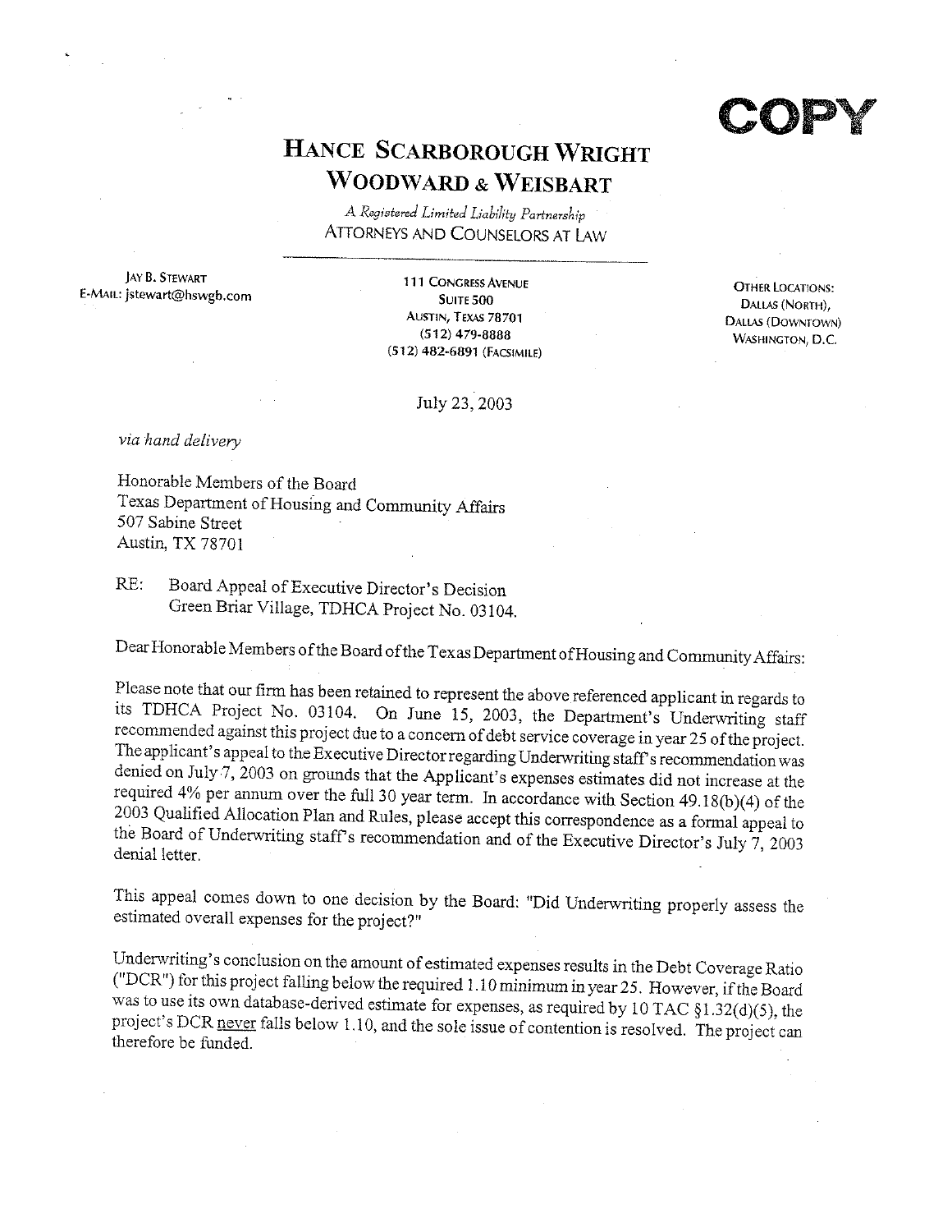**COPY**

# HANCE SCARBOROUGH WRIGHT WOODWARD & WEISBART

*A Registered Limited Liability Partnership*

ATTORNEYS AND COUNSELORS AT LAW

JAY B. STEWART
E-MAIL: jstewart@hswgb.com

111 CONGRESS AVENUE
SUITE 500
AUSTIN, TEXAS 78701
(512) 479-8888
(512) 482-6891 (FACSIMILE)

OTHER LOCATIONS:
DALLAS (NORTH),
DALLAS (DOWNTOWN)
WASHINGTON, D.C.

July 23, 2003

*via hand delivery*

Honorable Members of the Board
Texas Department of Housing and Community Affairs
507 Sabine Street
Austin, TX 78701

RE: Board Appeal of Executive Director's Decision
Green Briar Village, TDHCA Project No. 03104.

Dear Honorable Members of the Board of the Texas Department of Housing and Community Affairs:

Please note that our firm has been retained to represent the above referenced applicant in regards to its TDHCA Project No. 03104. On June 15, 2003, the Department's Underwriting staff recommended against this project due to a concern of debt service coverage in year 25 of the project. The applicant's appeal to the Executive Director regarding Underwriting staff's recommendation was denied on July 7, 2003 on grounds that the Applicant's expenses estimates did not increase at the required 4% per annum over the full 30 year term. In accordance with Section 49.18(b)(4) of the 2003 Qualified Allocation Plan and Rules, please accept this correspondence as a formal appeal to the Board of Underwriting staff's recommendation and of the Executive Director's July 7, 2003 denial letter.

This appeal comes down to one decision by the Board: "Did Underwriting properly assess the estimated overall expenses for the project?"

Underwriting's conclusion on the amount of estimated expenses results in the Debt Coverage Ratio ("DCR") for this project falling below the required 1.10 minimum in year 25. However, if the Board was to use its own database-derived estimate for expenses, as required by 10 TAC §1.32(d)(5), the project's DCR <u>never</u> falls below 1.10, and the sole issue of contention is resolved. The project can therefore be funded.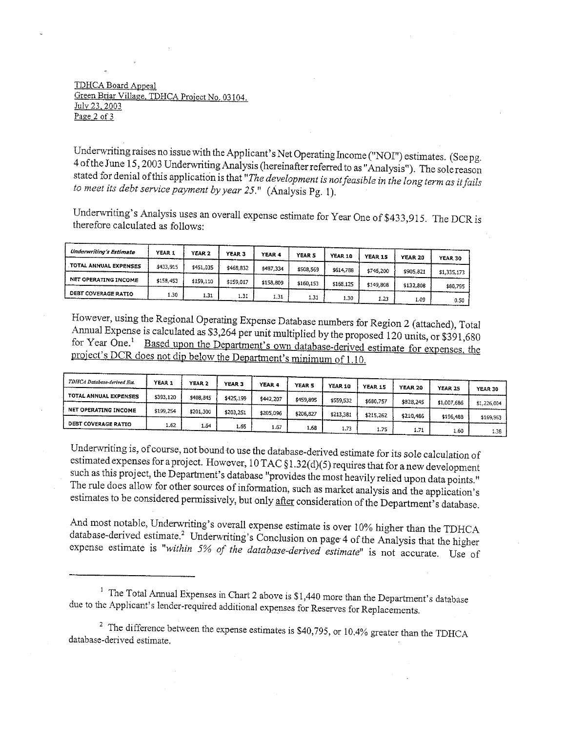Underwriting raises no issue with the Applicant's Net Operating Income ("NOI") estimates. (See pg. 4 of the June 15, 2003 Underwriting Analysis (hereinafter referred to as "Analysis"). The sole reason stated for denial of this application is that "*The development is not feasible in the long term as it fails to meet its debt service payment by year 25.*" (Analysis Pg. 1).

Underwriting's Analysis uses an overall expense estimate for Year One of $433,915. The DCR is therefore calculated as follows:

| *Underwriting's Estimate* | YEAR 1 | YEAR 2 | YEAR 3 | YEAR 4 | YEAR 5 | YEAR 10 | YEAR 15 | YEAR 20 | YEAR 30 |
|---|---|---|---|---|---|---|---|---|---|
| TOTAL ANNUAL EXPENSES | $433,915 | $451,035 | $468,832 | $487,334 | $508,569 | $614,788 | $746,200 | $905,821 | $1,335,173 |
| NET OPERATING INCOME | $158,453 | $159,110 | $159,017 | $158,809 | $160,153 | $168,125 | $149,808 | $132,808 | $80,795 |
| DEBT COVERAGE RATIO | 1.30 | 1.31 | 1.31 | 1.31 | 1.31 | 1.30 | 1.23 | 1.09 | 0.50 |

However, using the Regional Operating Expense Database numbers for Region 2 (attached), Total Annual Expense is calculated as $3,264 per unit multiplied by the proposed 120 units, or $391,680 for Year One.[1] <u>Based upon the Department's own database-derived estimate for expenses, the project's DCR does not dip below the Department's minimum of 1.10.</u>

| *TDHCA Database-derived Est.* | YEAR 1 | YEAR 2 | YEAR 3 | YEAR 4 | YEAR 5 | YEAR 10 | YEAR 15 | YEAR 20 | YEAR 25 | YEAR 30 |
|---|---|---|---|---|---|---|---|---|---|---|
| TOTAL ANNUAL EXPENSES | $393,120 | $408,845 | $425,199 | $442,207 | $459,895 | $559,532 | $680,757 | $828,245 | $1,007,686 | $1,226,004 |
| NET OPERATING INCOME | $199,254 | $201,300 | $203,251 | $205,096 | $206,827 | $213,381 | $215,262 | $210,486 | $196,488 | $169,963 |
| DEBT COVERAGE RATIO | 1.62 | 1.64 | 1.65 | 1.67 | 1.68 | 1.73 | 1.75 | 1.71 | 1.60 | 1.38 |

Underwriting is, of course, not bound to use the database-derived estimate for its sole calculation of estimated expenses for a project. However, 10 TAC §1.32(d)(5) requires that for a new development such as this project, the Department's database "provides the most heavily relied upon data points." The rule does allow for other sources of information, such as market analysis and the application's estimates to be considered permissively, but only <u>after</u> consideration of the Department's database.

And most notable, Underwriting's overall expense estimate is over 10% higher than the TDHCA database-derived estimate.[2] Underwriting's Conclusion on page 4 of the Analysis that the higher expense estimate is "*within 5% of the database-derived estimate*" is not accurate. Use of

---

[1] The Total Annual Expenses in Chart 2 above is $1,440 more than the Department's database due to the Applicant's lender-required additional expenses for Reserves for Replacements.

[2] The difference between the expense estimates is $40,795, or 10.4% greater than the TDHCA database-derived estimate.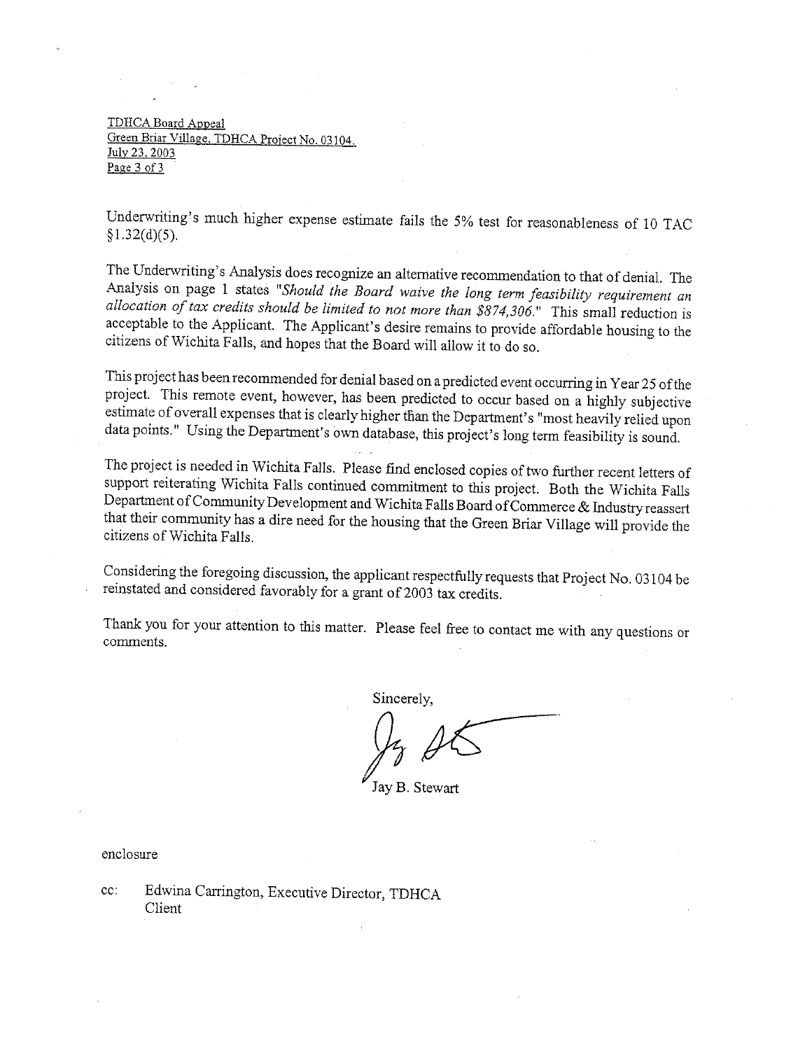Underwriting's much higher expense estimate fails the 5% test for reasonableness of 10 TAC §1.32(d)(5).

The Underwriting's Analysis does recognize an alternative recommendation to that of denial. The Analysis on page 1 states "*Should the Board waive the long term feasibility requirement an allocation of tax credits should be limited to not more than $874,306.*" This small reduction is acceptable to the Applicant. The Applicant's desire remains to provide affordable housing to the citizens of Wichita Falls, and hopes that the Board will allow it to do so.

This project has been recommended for denial based on a predicted event occurring in Year 25 of the project. This remote event, however, has been predicted to occur based on a highly subjective estimate of overall expenses that is clearly higher than the Department's "most heavily relied upon data points." Using the Department's own database, this project's long term feasibility is sound.

The project is needed in Wichita Falls. Please find enclosed copies of two further recent letters of support reiterating Wichita Falls continued commitment to this project. Both the Wichita Falls Department of Community Development and Wichita Falls Board of Commerce & Industry reassert that their community has a dire need for the housing that the Green Briar Village will provide the citizens of Wichita Falls.

Considering the foregoing discussion, the applicant respectfully requests that Project No. 03104 be reinstated and considered favorably for a grant of 2003 tax credits.

Thank you for your attention to this matter. Please feel free to contact me with any questions or comments.

Sincerely,

Jay B. Stewart

enclosure

cc: Edwina Carrington, Executive Director, TDHCA
Client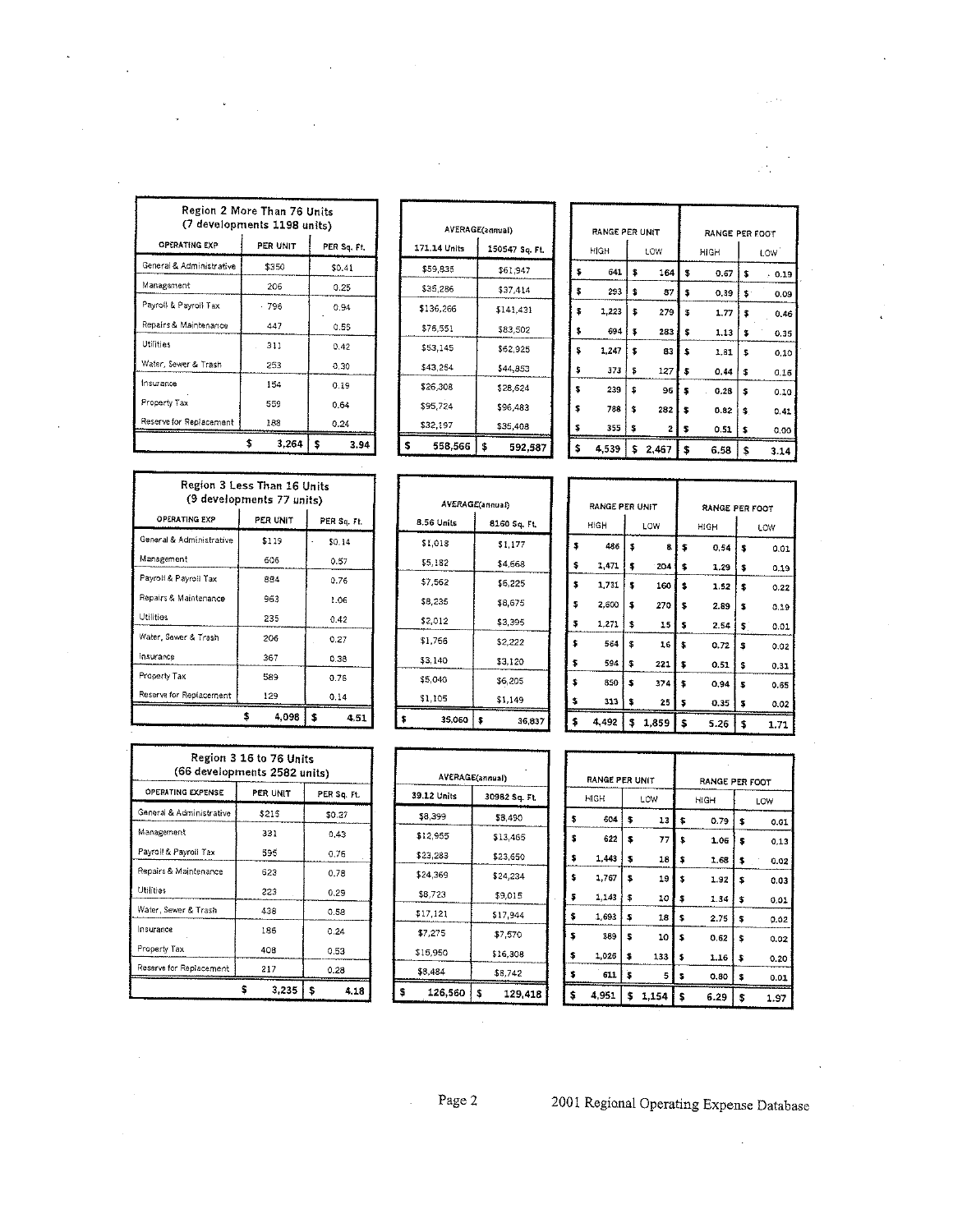## Region 2 More Than 76 Units (7 developments 1198 units)

| OPERATING EXP | PER UNIT | PER Sq. Ft. | AVERAGE(annual) 171.14 Units | AVERAGE(annual) 150547 Sq. Ft. | RANGE PER UNIT HIGH | RANGE PER UNIT LOW | RANGE PER FOOT HIGH | RANGE PER FOOT LOW |
|---|---|---|---|---|---|---|---|---|
| General & Administrative | $350 | $0.41 | $59,835 | $61,947 | $ 641 | $ 164 | $ 0.67 | $ 0.19 |
| Management | 206 | 0.25 | $35,286 | $37,414 | $ 293 | $ 87 | $ 0.39 | $ 0.09 |
| Payroll & Payroll Tax | 796 | 0.94 | $136,266 | $141,431 | $ 1,223 | $ 279 | $ 1.77 | $ 0.46 |
| Repairs & Maintenance | 447 | 0.55 | $76,551 | $83,502 | $ 694 | $ 283 | $ 1.13 | $ 0.35 |
| Utilities | 311 | 0.42 | $53,145 | $62,925 | $ 1,247 | $ 83 | $ 1.81 | $ 0.10 |
| Water, Sewer & Trash | 253 | 0.30 | $43,264 | $44,853 | $ 373 | $ 127 | $ 0.44 | $ 0.16 |
| Insurance | 154 | 0.19 | $26,308 | $28,624 | $ 239 | $ 96 | $ 0.28 | $ 0.10 |
| Property Tax | 559 | 0.64 | $95,724 | $96,483 | $ 788 | $ 282 | $ 0.82 | $ 0.41 |
| Reserve for Replacement | 188 | 0.24 | $32,197 | $35,408 | $ 355 | $ 2 | $ 0.51 | $ 0.00 |
| | $ 3,264 | $ 3.94 | $ 558,566 | $ 592,587 | $ 4,539 | $ 2,467 | $ 6.58 | $ 3.14 |

## Region 3 Less Than 16 Units (9 developments 77 units)

| OPERATING EXP | PER UNIT | PER Sq. Ft. | AVERAGE(annual) 8.56 Units | AVERAGE(annual) 8160 Sq. Ft. | RANGE PER UNIT HIGH | RANGE PER UNIT LOW | RANGE PER FOOT HIGH | RANGE PER FOOT LOW |
|---|---|---|---|---|---|---|---|---|
| General & Administrative | $119 | $0.14 | $1,018 | $1,177 | $ 486 | $ 8 | $ 0.54 | $ 0.01 |
| Management | 606 | 0.57 | $5,182 | $4,668 | $ 1,471 | $ 204 | $ 1.29 | $ 0.19 |
| Payroll & Payroll Tax | 884 | 0.76 | $7,562 | $6,225 | $ 1,731 | $ 160 | $ 1.52 | $ 0.22 |
| Repairs & Maintenance | 963 | 1.06 | $8,235 | $8,675 | $ 2,600 | $ 270 | $ 2.89 | $ 0.19 |
| Utilities | 235 | 0.42 | $2,012 | $3,395 | $ 1,271 | $ 15 | $ 2.54 | $ 0.01 |
| Water, Sewer & Trash | 206 | 0.27 | $1,766 | $2,222 | $ 564 | $ 16 | $ 0.72 | $ 0.02 |
| Insurance | 367 | 0.38 | $3,140 | $3,120 | $ 594 | $ 221 | $ 0.51 | $ 0.31 |
| Property Tax | 589 | 0.76 | $5,040 | $6,205 | $ 850 | $ 374 | $ 0.94 | $ 0.65 |
| Reserve for Replacement | 129 | 0.14 | $1,105 | $1,149 | $ 313 | $ 25 | $ 0.35 | $ 0.02 |
| | $ 4,098 | $ 4.51 | $ 35,060 | $ 36,837 | $ 4,492 | $ 1,859 | $ 5.26 | $ 1.71 |

## Region 3 16 to 76 Units (66 developments 2582 units)

| OPERATING EXPENSE | PER UNIT | PER Sq. Ft. | AVERAGE(annual) 39.12 Units | AVERAGE(annual) 30982 Sq. Ft. | RANGE PER UNIT HIGH | RANGE PER UNIT LOW | RANGE PER FOOT HIGH | RANGE PER FOOT LOW |
|---|---|---|---|---|---|---|---|---|
| General & Administrative | $215 | $0.27 | $8,399 | $8,490 | $ 604 | $ 13 | $ 0.79 | $ 0.01 |
| Management | 331 | 0.43 | $12,955 | $13,465 | $ 622 | $ 77 | $ 1.06 | $ 0.13 |
| Payroll & Payroll Tax | 595 | 0.76 | $23,283 | $23,650 | $ 1,443 | $ 18 | $ 1.68 | $ 0.02 |
| Repairs & Maintenance | 623 | 0.78 | $24,369 | $24,234 | $ 1,767 | $ 19 | $ 1.92 | $ 0.03 |
| Utilities | 223 | 0.29 | $8,723 | $9,015 | $ 1,143 | $ 10 | $ 1.34 | $ 0.01 |
| Water, Sewer & Trash | 438 | 0.58 | $17,121 | $17,944 | $ 1,693 | $ 18 | $ 2.75 | $ 0.02 |
| Insurance | 186 | 0.24 | $7,275 | $7,570 | $ 389 | $ 10 | $ 0.62 | $ 0.02 |
| Property Tax | 408 | 0.53 | $15,950 | $16,308 | $ 1,026 | $ 133 | $ 1.16 | $ 0.20 |
| Reserve for Replacement | 217 | 0.28 | $8,484 | $8,742 | $ 611 | $ 5 | $ 0.80 | $ 0.01 |
| | $ 3,235 | $ 4.18 | $ 126,560 | $ 129,418 | $ 4,951 | $ 1,154 | $ 6.29 | $ 1.97 |

2001 Regional Operating Expense Database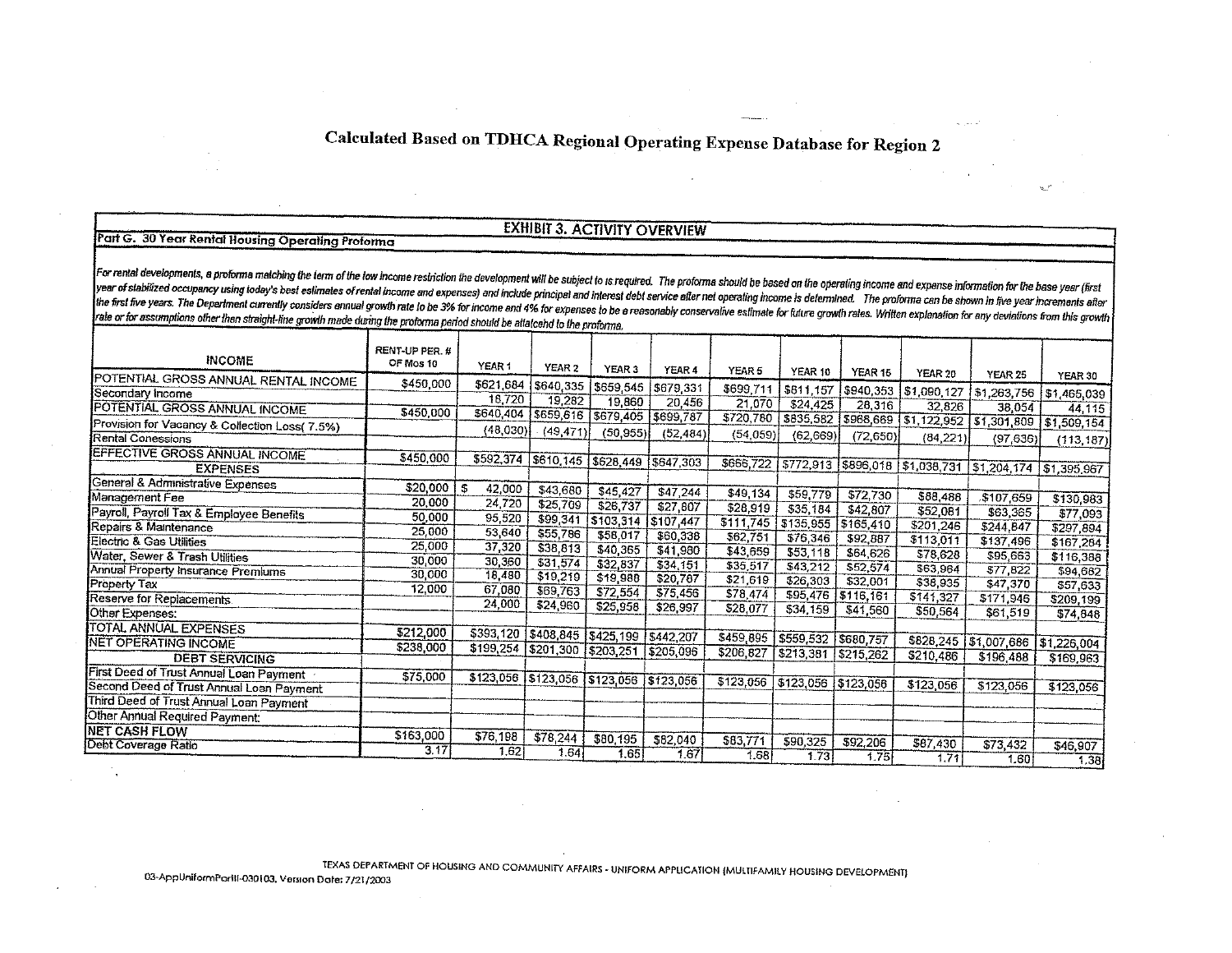# Calculated Based on TDHCA Regional Operating Expense Database for Region 2

## EXHIBIT 3. ACTIVITY OVERVIEW

**Part G. 30 Year Rental Housing Operating Proforma**

*For rental developments, a proforma matching the term of the low income restriction the development will be subject to is required. The proforma should be based on the operating income and expense information for the base year (first year of stabilized occupancy using today's best estimates of rental income and expenses) and include principal and interest debt service after net operating income is determined. The proforma can be shown in five year increments after the first five years. The Department currently considers annual growth rate to be 3% for income and 4% for expenses to be a reasonably conservative estimate for future growth rates. Written explanation for any deviations from this growth rate or for assumptions other than straight-line growth made during the proforma period should be attatched to the proforma.*

| INCOME | RENT-UP PER. # OF Mos 10 | YEAR 1 | YEAR 2 | YEAR 3 | YEAR 4 | YEAR 5 | YEAR 10 | YEAR 15 | YEAR 20 | YEAR 25 | YEAR 30 |
|---|---|---|---|---|---|---|---|---|---|---|---|
| POTENTIAL GROSS ANNUAL RENTAL INCOME | $450,000 | $621,684 | $640,335 | $659,545 | $679,331 | $699,711 | $811,157 | $940,353 | $1,090,127 | $1,263,756 | $1,465,039 |
| Secondary Income | | 18,720 | 19,282 | 19,860 | 20,456 | 21,070 | $24,425 | 28,316 | 32,826 | 38,054 | 44,115 |
| POTENTIAL GROSS ANNUAL INCOME | $450,000 | $640,404 | $659,616 | $679,405 | $699,787 | $720,780 | $835,582 | $968,669 | $1,122,952 | $1,301,809 | $1,509,154 |
| Provision for Vacancy & Collection Loss( 7.5%) | | (48,030) | (49,471) | (50,955) | (52,484) | (54,059) | (62,669) | (72,650) | (84,221) | (97,636) | (113,187) |
| Rental Conessions | | | | | | | | | | | |
| EFFECTIVE GROSS ANNUAL INCOME | $450,000 | $592,374 | $610,145 | $628,449 | $647,303 | $666,722 | $772,913 | $896,018 | $1,038,731 | $1,204,174 | $1,395,967 |
| **EXPENSES** | | | | | | | | | | | |
| General & Administrative Expenses | $20,000 | $ 42,000 | $43,680 | $45,427 | $47,244 | $49,134 | $59,779 | $72,730 | $88,488 | $107,659 | $130,983 |
| Management Fee | 20,000 | 24,720 | $25,709 | $26,737 | $27,807 | $28,919 | $35,184 | $42,807 | $52,081 | $63,365 | $77,093 |
| Payroll, Payroll Tax & Employee Benefits | 50,000 | 95,520 | $99,341 | $103,314 | $107,447 | $111,745 | $135,955 | $165,410 | $201,246 | $244,847 | $297,894 |
| Repairs & Maintenance | 25,000 | 53,640 | $55,786 | $58,017 | $60,338 | $62,751 | $76,346 | $92,887 | $113,011 | $137,496 | $167,284 |
| Electric & Gas Utilities | 25,000 | 37,320 | $38,813 | $40,365 | $41,980 | $43,659 | $53,118 | $64,626 | $78,628 | $95,663 | $116,388 |
| Water, Sewer & Trash Utilities | 30,000 | 30,360 | $31,574 | $32,837 | $34,151 | $35,517 | $43,212 | $52,574 | $63,964 | $77,822 | $94,682 |
| Annual Property Insurance Premiums | 30,000 | 18,480 | $19,219 | $19,988 | $20,787 | $21,619 | $26,303 | $32,001 | $38,935 | $47,370 | $57,633 |
| Property Tax | 12,000 | 67,080 | $69,763 | $72,554 | $75,456 | $78,474 | $95,476 | $116,161 | $141,327 | $171,946 | $209,199 |
| Reserve for Replacements | | 24,000 | $24,960 | $25,958 | $26,997 | $28,077 | $34,159 | $41,560 | $50,564 | $61,519 | $74,848 |
| Other Expenses: | | | | | | | | | | | |
| TOTAL ANNUAL EXPENSES | $212,000 | $393,120 | $408,845 | $425,199 | $442,207 | $459,895 | $559,532 | $680,757 | $828,245 | $1,007,686 | $1,226,004 |
| NET OPERATING INCOME | $238,000 | $199,254 | $201,300 | $203,251 | $205,096 | $206,827 | $213,381 | $215,262 | $210,486 | $196,488 | $169,963 |
| **DEBT SERVICING** | | | | | | | | | | | |
| First Deed of Trust Annual Loan Payment | $75,000 | $123,056 | $123,056 | $123,056 | $123,056 | $123,056 | $123,056 | $123,056 | $123,056 | $123,056 | $123,056 |
| Second Deed of Trust Annual Loan Payment | | | | | | | | | | | |
| Third Deed of Trust Annual Loan Payment | | | | | | | | | | | |
| Other Annual Required Payment: | | | | | | | | | | | |
| NET CASH FLOW | $163,000 | $76,198 | $78,244 | $80,195 | $82,040 | $83,771 | $90,325 | $92,206 | $87,430 | $73,432 | $46,907 |
| Debt Coverage Ratio | 3.17 | 1.62 | 1.64 | 1.65 | 1.67 | 1.68 | 1.73 | 1.75 | 1.71 | 1.60 | 1.38 |

TEXAS DEPARTMENT OF HOUSING AND COMMUNITY AFFAIRS - UNIFORM APPLICATION (MULTIFAMILY HOUSING DEVELOPMENT)

03-AppUniformPartII-030103, Version Date: 7/21/2003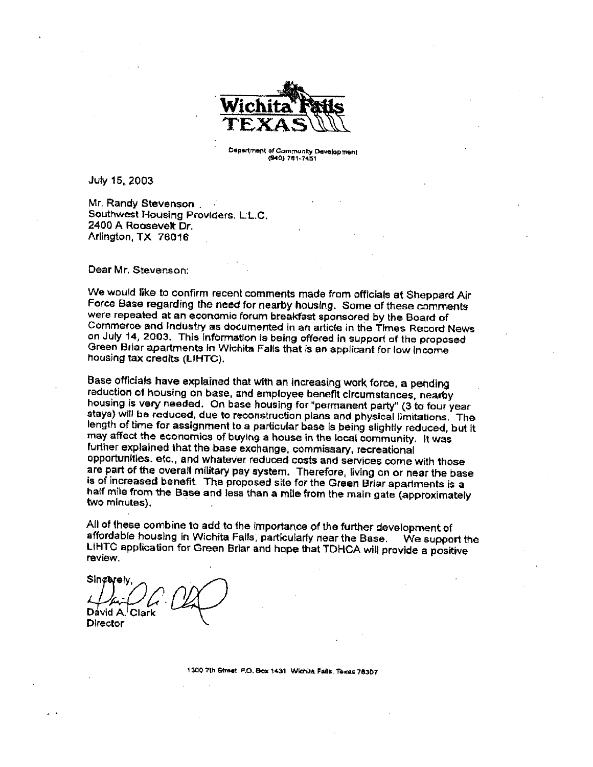Wichita Falls
TEXAS

Department of Community Development
(940) 761-7451

July 15, 2003

Mr. Randy Stevenson
Southwest Housing Providers. L.L.C.
2400 A Roosevelt Dr.
Arlington, TX 76016

Dear Mr. Stevenson:

We would like to confirm recent comments made from officials at Sheppard Air Force Base regarding the need for nearby housing. Some of these comments were repeated at an economic forum breakfast sponsored by the Board of Commerce and Industry as documented in an article in the Times Record News on July 14, 2003. This information is being offered in support of the proposed Green Briar apartments in Wichita Falls that is an applicant for low income housing tax credits (LIHTC).

Base officials have explained that with an increasing work force, a pending reduction of housing on base, and employee benefit circumstances, nearby housing is very needed. On base housing for "permanent party" (3 to four year stays) will be reduced, due to reconstruction plans and physical limitations. The length of time for assignment to a particular base is being slightly reduced, but it may affect the economics of buying a house in the local community. It was further explained that the base exchange, commissary, recreational opportunities, etc., and whatever reduced costs and services come with those are part of the overall military pay system. Therefore, living on or near the base is of increased benefit. The proposed site for the Green Briar apartments is a half mile from the Base and less than a mile from the main gate (approximately two minutes).

All of these combine to add to the importance of the further development of affordable housing in Wichita Falls, particularly near the Base. We support the LIHTC application for Green Briar and hope that TDHCA will provide a positive review.

Sincerely,

David A. Clark
Director

1300 7th Street P.O. Box 1431 Wichita Falls, Texas 76307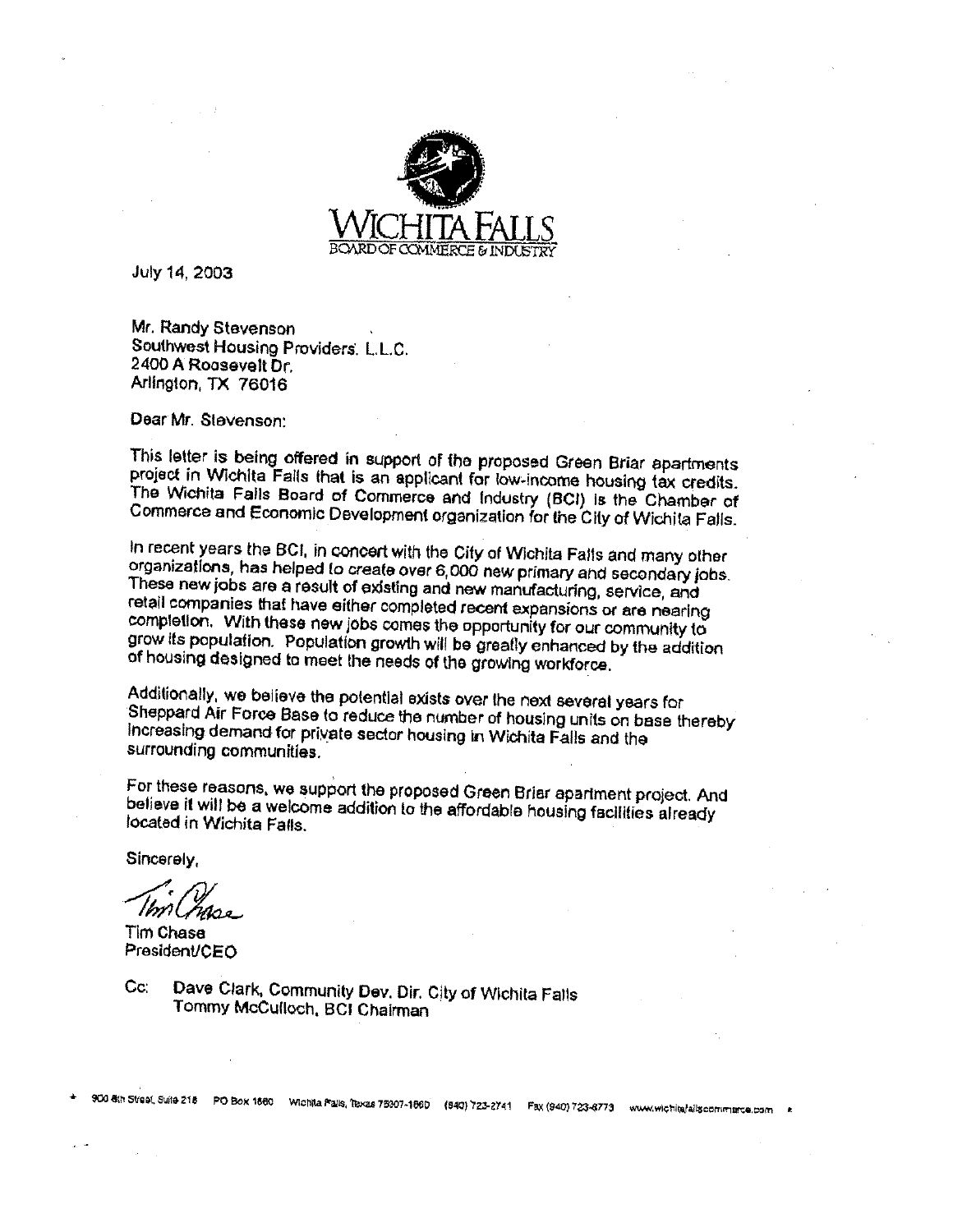WICHITA FALLS
BOARD OF COMMERCE & INDUSTRY

July 14, 2003

Mr. Randy Stevenson
Southwest Housing Providers, L.L.C.
2400 A Roosevelt Dr.
Arlington, TX 76016

Dear Mr. Stevenson:

This letter is being offered in support of the proposed Green Briar apartments project in Wichita Falls that is an applicant for low-income housing tax credits. The Wichita Falls Board of Commerce and Industry (BCI) is the Chamber of Commerce and Economic Development organization for the City of Wichita Falls.

In recent years the BCI, in concert with the City of Wichita Falls and many other organizations, has helped to create over 6,000 new primary and secondary jobs. These new jobs are a result of existing and new manufacturing, service, and retail companies that have either completed recent expansions or are nearing completion. With these new jobs comes the opportunity for our community to grow its population. Population growth will be greatly enhanced by the addition of housing designed to meet the needs of the growing workforce.

Additionally, we believe the potential exists over the next several years for Sheppard Air Force Base to reduce the number of housing units on base thereby increasing demand for private sector housing in Wichita Falls and the surrounding communities.

For these reasons, we support the proposed Green Briar apartment project. And believe it will be a welcome addition to the affordable housing facilities already located in Wichita Falls.

Sincerely,

Tim Chase
President/CEO

Cc: Dave Clark, Community Dev. Dir. City of Wichita Falls
Tommy McCulloch, BCI Chairman

900 8th Street, Suite 218 PO Box 1860 Wichita Falls, Texas 76307-1860 (940) 723-2741 Fax (940) 723-8773 www.wichitafallscommerce.com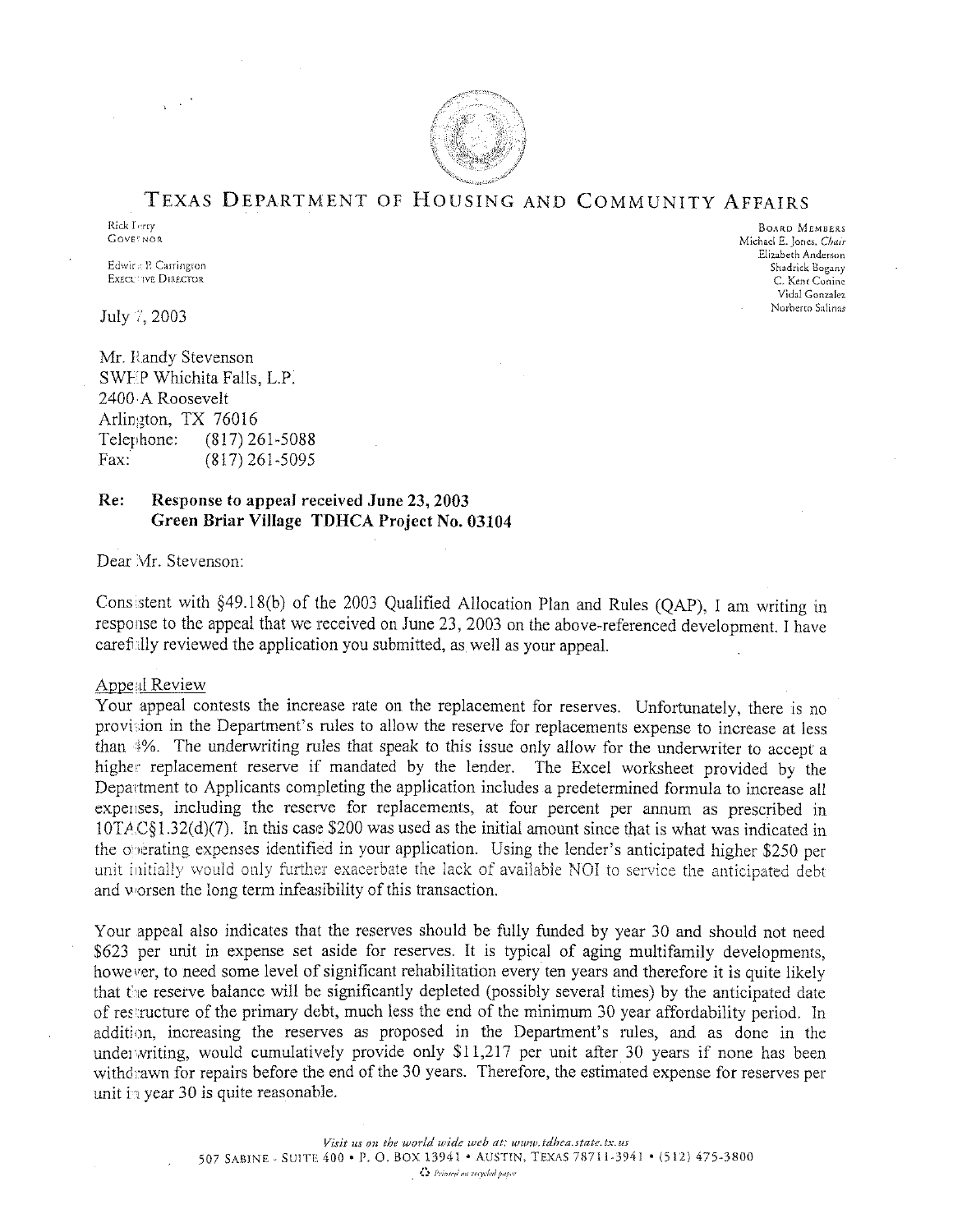# TEXAS DEPARTMENT OF HOUSING AND COMMUNITY AFFAIRS

Rick Perry
GOVERNOR

Edwina P. Carrington
EXECUTIVE DIRECTOR

BOARD MEMBERS
Michael E. Jones, *Chair*
Elizabeth Anderson
Shadrick Bogany
C. Kent Conine
Vidal Gonzalez
Norberto Salinas

July 7, 2003

Mr. Randy Stevenson
SWHP Whichita Falls, L.P.
2400-A Roosevelt
Arlington, TX 76016
Telephone: (817) 261-5088
Fax: (817) 261-5095

**Re: Response to appeal received June 23, 2003**
**Green Briar Village TDHCA Project No. 03104**

Dear Mr. Stevenson:

Consistent with §49.18(b) of the 2003 Qualified Allocation Plan and Rules (QAP), I am writing in response to the appeal that we received on June 23, 2003 on the above-referenced development. I have carefully reviewed the application you submitted, as well as your appeal.

Appeal Review

Your appeal contests the increase rate on the replacement for reserves. Unfortunately, there is no provision in the Department's rules to allow the reserve for replacements expense to increase at less than 4%. The underwriting rules that speak to this issue only allow for the underwriter to accept a higher replacement reserve if mandated by the lender. The Excel worksheet provided by the Department to Applicants completing the application includes a predetermined formula to increase all expenses, including the reserve for replacements, at four percent per annum as prescribed in 10TAC§1.32(d)(7). In this case $200 was used as the initial amount since that is what was indicated in the operating expenses identified in your application. Using the lender's anticipated higher $250 per unit initially would only further exacerbate the lack of available NOI to service the anticipated debt and worsen the long term infeasibility of this transaction.

Your appeal also indicates that the reserves should be fully funded by year 30 and should not need $623 per unit in expense set aside for reserves. It is typical of aging multifamily developments, however, to need some level of significant rehabilitation every ten years and therefore it is quite likely that the reserve balance will be significantly depleted (possibly several times) by the anticipated date of restructure of the primary debt, much less the end of the minimum 30 year affordability period. In addition, increasing the reserves as proposed in the Department's rules, and as done in the underwriting, would cumulatively provide only $11,217 per unit after 30 years if none has been withdrawn for repairs before the end of the 30 years. Therefore, the estimated expense for reserves per unit in year 30 is quite reasonable.

*Visit us on the world wide web at: www.tdhca.state.tx.us*
507 SABINE - SUITE 400 • P. O. BOX 13941 • AUSTIN, TEXAS 78711-3941 • (512) 475-3800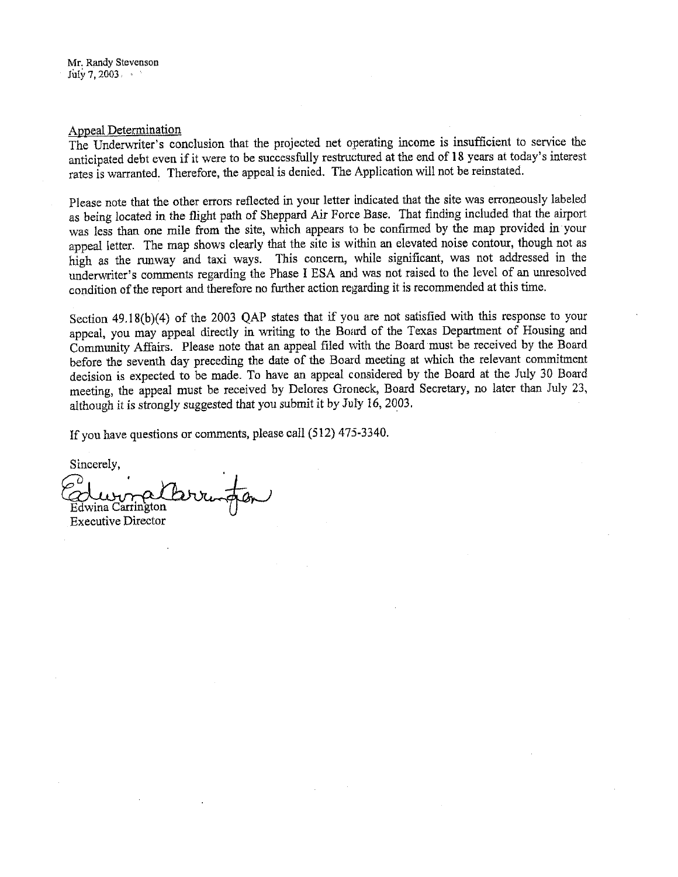Mr. Randy Stevenson
July 7, 2003

Appeal Determination

The Underwriter's conclusion that the projected net operating income is insufficient to service the anticipated debt even if it were to be successfully restructured at the end of 18 years at today's interest rates is warranted. Therefore, the appeal is denied. The Application will not be reinstated.

Please note that the other errors reflected in your letter indicated that the site was erroneously labeled as being located in the flight path of Sheppard Air Force Base. That finding included that the airport was less than one mile from the site, which appears to be confirmed by the map provided in your appeal letter. The map shows clearly that the site is within an elevated noise contour, though not as high as the runway and taxi ways. This concern, while significant, was not addressed in the underwriter's comments regarding the Phase I ESA and was not raised to the level of an unresolved condition of the report and therefore no further action regarding it is recommended at this time.

Section 49.18(b)(4) of the 2003 QAP states that if you are not satisfied with this response to your appeal, you may appeal directly in writing to the Board of the Texas Department of Housing and Community Affairs. Please note that an appeal filed with the Board must be received by the Board before the seventh day preceding the date of the Board meeting at which the relevant commitment decision is expected to be made. To have an appeal considered by the Board at the July 30 Board meeting, the appeal must be received by Delores Groneck, Board Secretary, no later than July 23, although it is strongly suggested that you submit it by July 16, 2003.

If you have questions or comments, please call (512) 475-3340.

Sincerely,

Edwina Carrington
Executive Director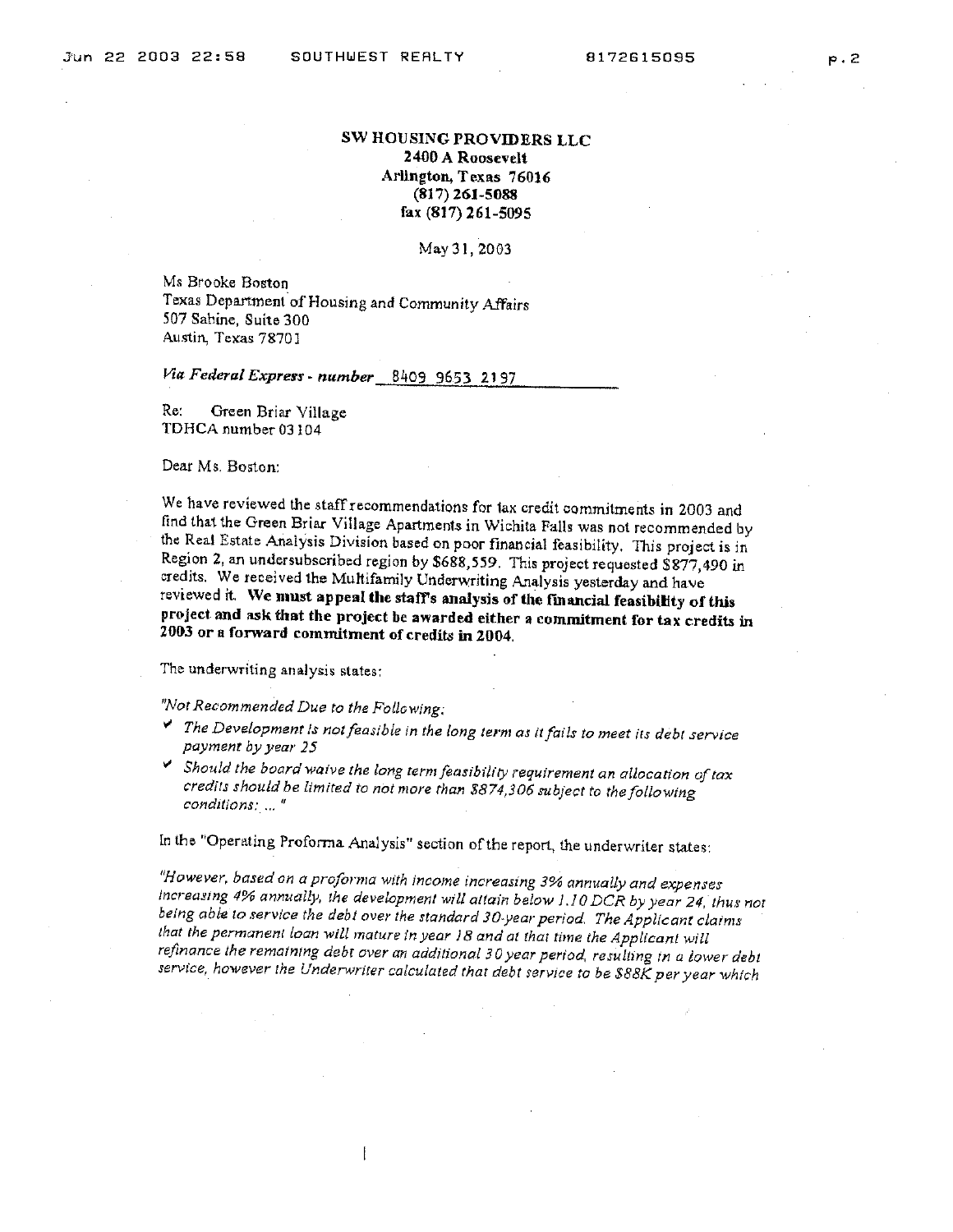**SW HOUSING PROVIDERS LLC**
**2400 A Roosevelt**
**Arlington, Texas 76016**
**(817) 261-5088**
**fax (817) 261-5095**

May 31, 2003

Ms Brooke Boston
Texas Department of Housing and Community Affairs
507 Sabine, Suite 300
Austin, Texas 78701

*Via Federal Express - number* 8409 9653 2197

Re: Green Briar Village
TDHCA number 03104

Dear Ms. Boston:

We have reviewed the staff recommendations for tax credit commitments in 2003 and find that the Green Briar Village Apartments in Wichita Falls was not recommended by the Real Estate Analysis Division based on poor financial feasibility. This project is in Region 2, an undersubscribed region by $688,559. This project requested $877,490 in credits. We received the Multifamily Underwriting Analysis yesterday and have reviewed it. **We must appeal the staff's analysis of the financial feasibility of this project and ask that the project be awarded either a commitment for tax credits in 2003 or a forward commitment of credits in 2004.**

The underwriting analysis states:

*"Not Recommended Due to the Following:*

- ✔ *The Development is not feasible in the long term as it fails to meet its debt service payment by year 25*
- ✔ *Should the board waive the long term feasibility requirement an allocation of tax credits should be limited to not more than $874,306 subject to the following conditions: ... "*

In the "Operating Proforma Analysis" section of the report, the underwriter states:

*"However, based on a proforma with income increasing 3% annually and expenses increasing 4% annually, the development will attain below 1.10 DCR by year 24, thus not being able to service the debt over the standard 30-year period. The Applicant claims that the permanent loan will mature in year 18 and at that time the Applicant will refinance the remaining debt over an additional 30 year period, resulting in a lower debt service, however the Underwriter calculated that debt service to be $88K per year which*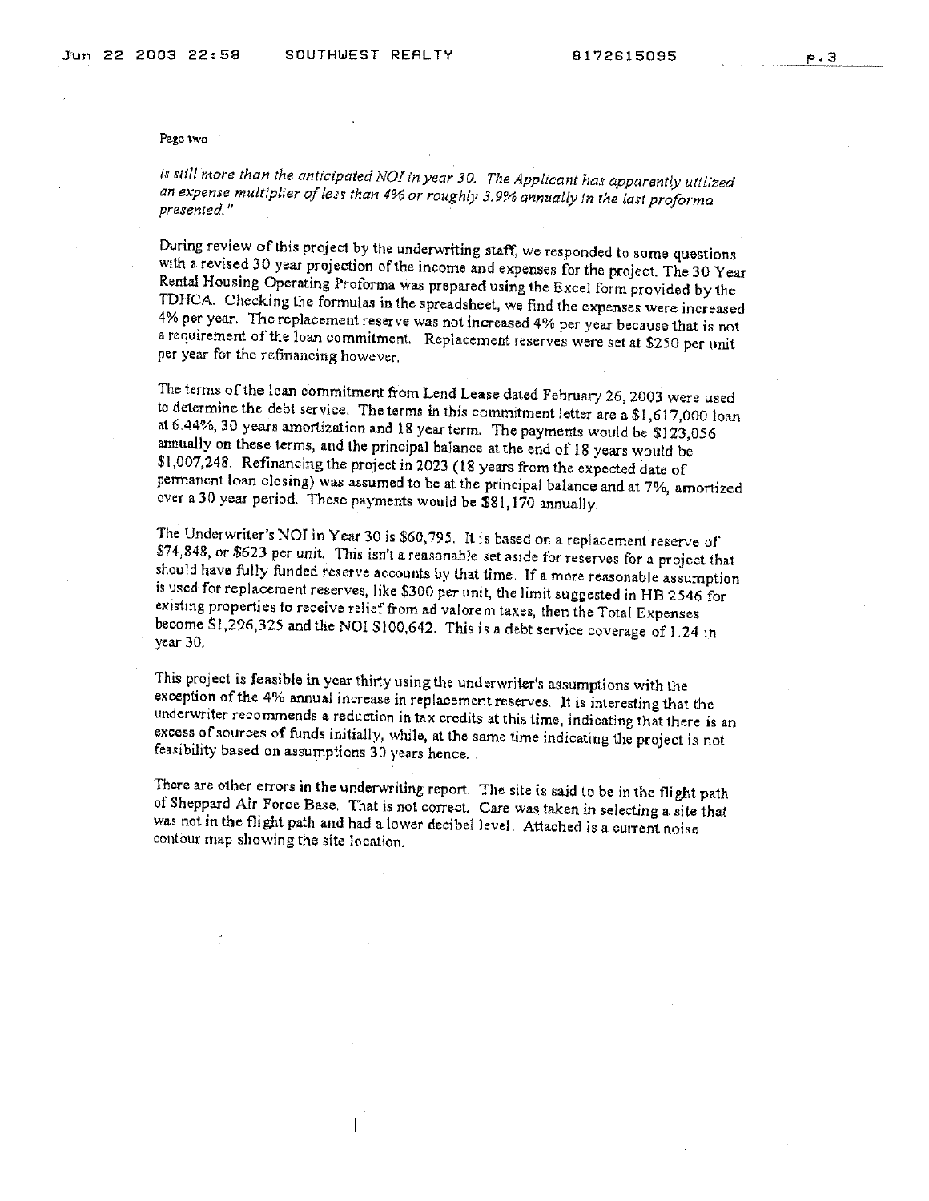Page two

*is still more than the anticipated NOI in year 30. The Applicant has apparently utilized an expense multiplier of less than 4% or roughly 3.9% annually in the last proforma presented."*

During review of this project by the underwriting staff, we responded to some questions with a revised 30 year projection of the income and expenses for the project. The 30 Year Rental Housing Operating Proforma was prepared using the Excel form provided by the TDHCA. Checking the formulas in the spreadsheet, we find the expenses were increased 4% per year. The replacement reserve was not increased 4% per year because that is not a requirement of the loan commitment. Replacement reserves were set at $250 per unit per year for the refinancing however.

The terms of the loan commitment from Lend Lease dated February 26, 2003 were used to determine the debt service. The terms in this commitment letter are a $1,617,000 loan at 6.44%, 30 years amortization and 18 year term. The payments would be $123,056 annually on these terms, and the principal balance at the end of 18 years would be $1,007,248. Refinancing the project in 2023 (18 years from the expected date of permanent loan closing) was assumed to be at the principal balance and at 7%, amortized over a 30 year period. These payments would be $81,170 annually.

The Underwriter's NOI in Year 30 is $60,795. It is based on a replacement reserve of $74,848, or $623 per unit. This isn't a reasonable set aside for reserves for a project that should have fully funded reserve accounts by that time. If a more reasonable assumption is used for replacement reserves, like $300 per unit, the limit suggested in HB 2546 for existing properties to receive relief from ad valorem taxes, then the Total Expenses become $1,296,325 and the NOI $100,642. This is a debt service coverage of 1.24 in year 30.

This project is feasible in year thirty using the underwriter's assumptions with the exception of the 4% annual increase in replacement reserves. It is interesting that the underwriter recommends a reduction in tax credits at this time, indicating that there is an excess of sources of funds initially, while, at the same time indicating the project is not feasibility based on assumptions 30 years hence. .

There are other errors in the underwriting report. The site is said to be in the flight path of Sheppard Air Force Base. That is not correct. Care was taken in selecting a site that was not in the flight path and had a lower decibel level. Attached is a current noise contour map showing the site location.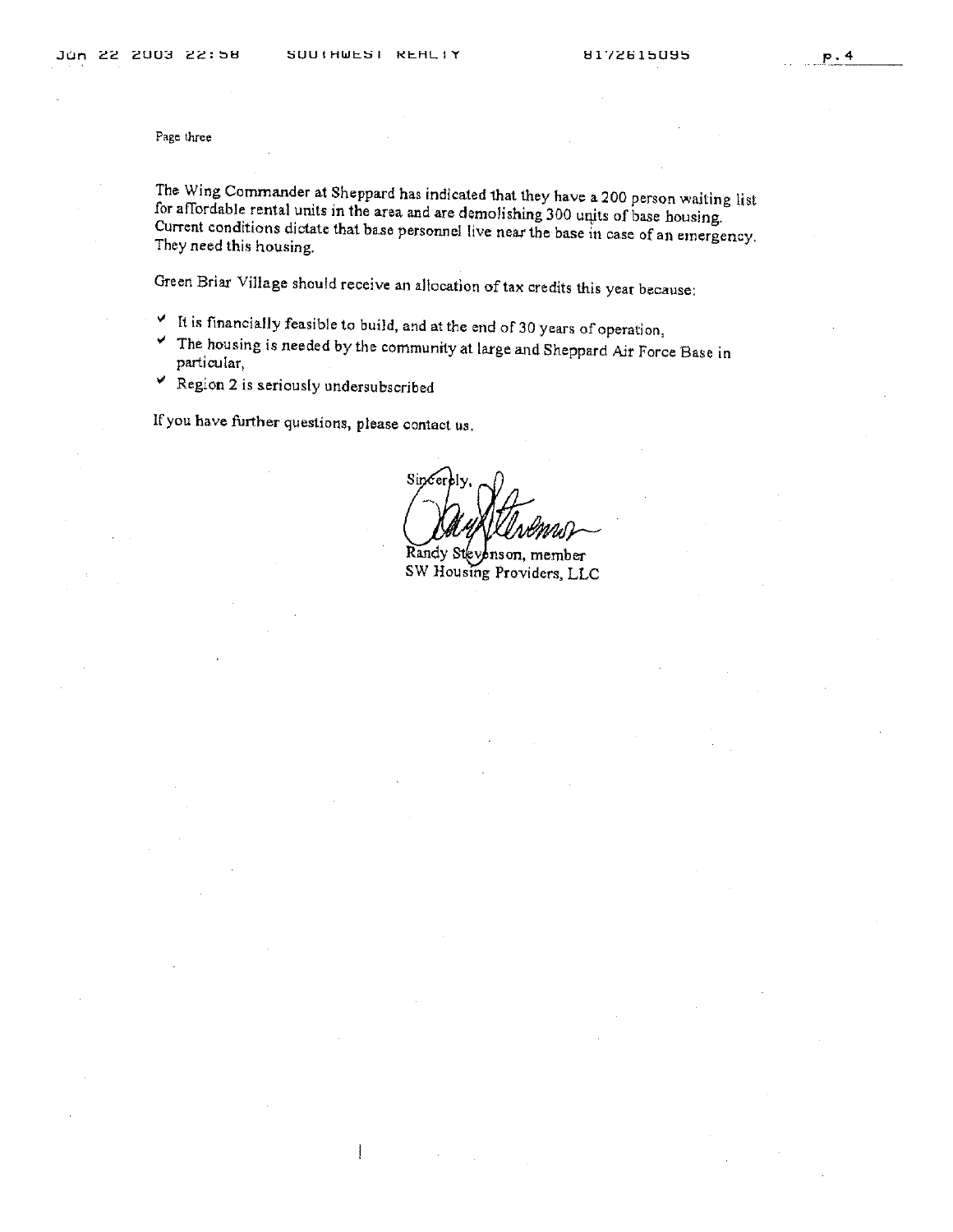Page three

The Wing Commander at Sheppard has indicated that they have a 200 person waiting list for affordable rental units in the area and are demolishing 300 units of base housing. Current conditions dictate that base personnel live near the base in case of an emergency. They need this housing.

Green Briar Village should receive an allocation of tax credits this year because:

- ✓ It is financially feasible to build, and at the end of 30 years of operation,
- ✓ The housing is needed by the community at large and Sheppard Air Force Base in particular,
- ✓ Region 2 is seriously undersubscribed

If you have further questions, please contact us.

Sincerely,

Randy Stevenson, member
SW Housing Providers, LLC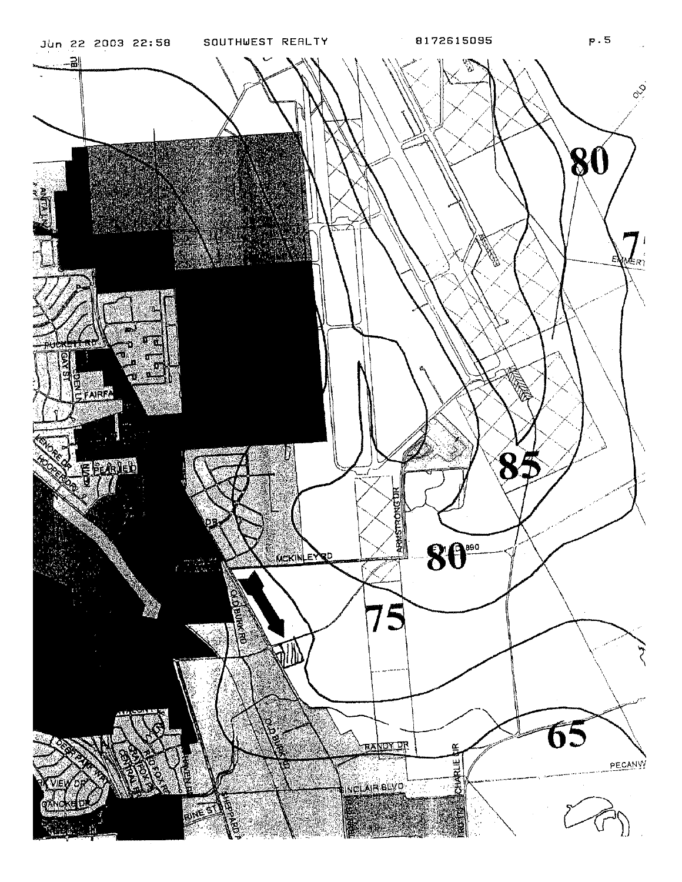80

71

85

80

75

65

MCKINLEY RD

ARMSTRONG DR

OLD BURK RD

RANDY DR

SINCLAIR BLVD

CHARLIE CIR

PECANW

PUCKETT RD

GAY ST

FAIRFA

HOOPER

OLD BURK

EMMERT

FM 890